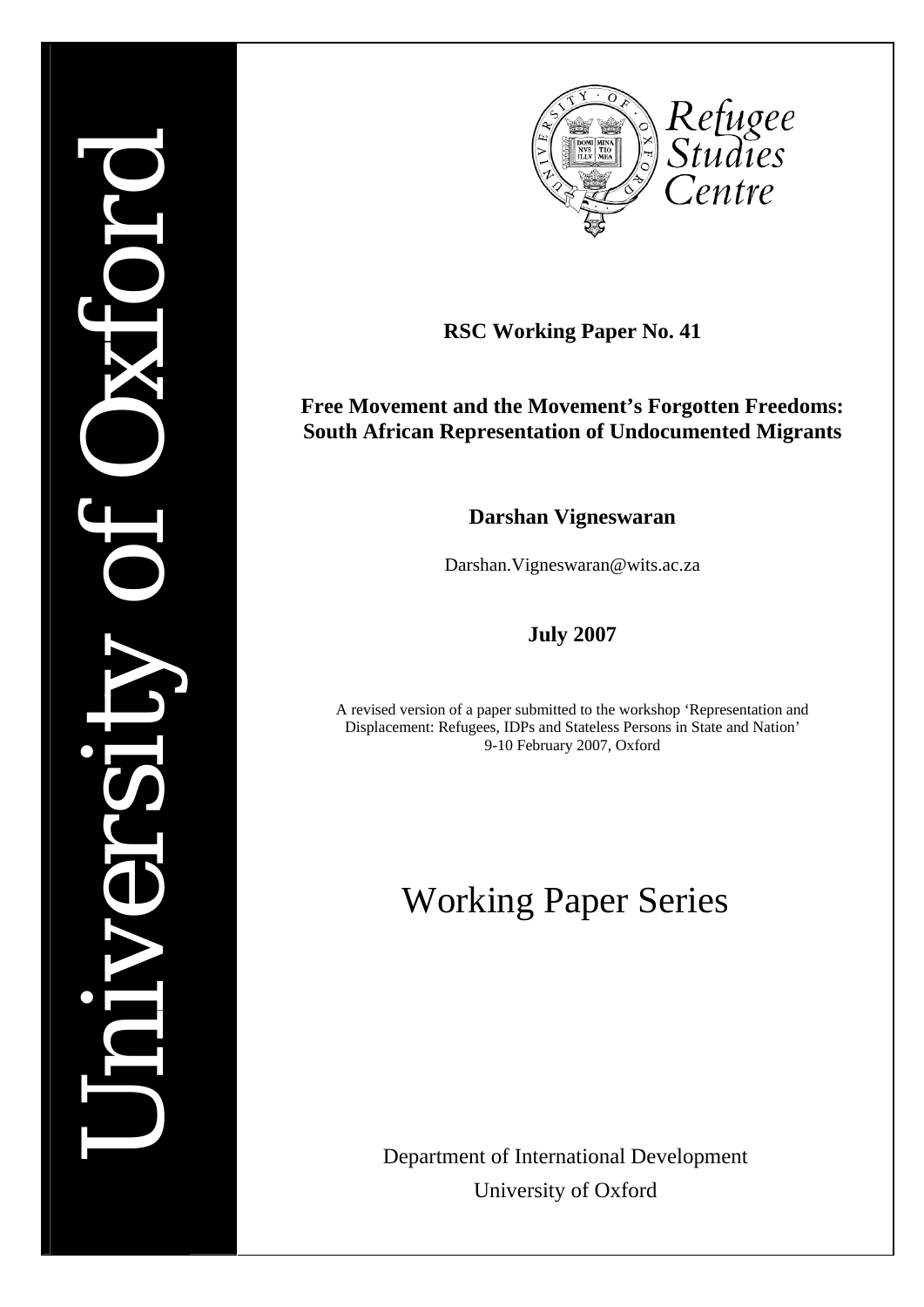University of Oxford

Refugee Studies Centre

**RSC Working Paper No. 41**

# Free Movement and the Movement's Forgotten Freedoms: South African Representation of Undocumented Migrants

**Darshan Vigneswaran**

Darshan.Vigneswaran@wits.ac.za

**July 2007**

A revised version of a paper submitted to the workshop 'Representation and Displacement: Refugees, IDPs and Stateless Persons in State and Nation' 9-10 February 2007, Oxford

Working Paper Series

Department of International Development
University of Oxford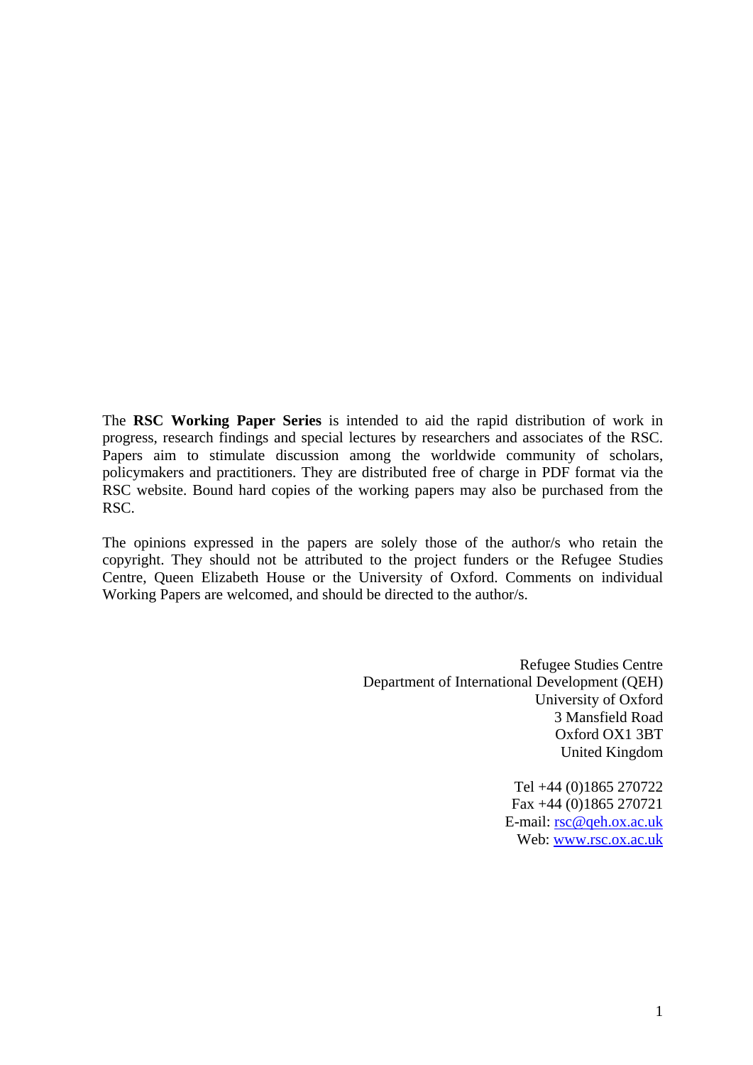The **RSC Working Paper Series** is intended to aid the rapid distribution of work in progress, research findings and special lectures by researchers and associates of the RSC. Papers aim to stimulate discussion among the worldwide community of scholars, policymakers and practitioners. They are distributed free of charge in PDF format via the RSC website. Bound hard copies of the working papers may also be purchased from the RSC.

The opinions expressed in the papers are solely those of the author/s who retain the copyright. They should not be attributed to the project funders or the Refugee Studies Centre, Queen Elizabeth House or the University of Oxford. Comments on individual Working Papers are welcomed, and should be directed to the author/s.

Refugee Studies Centre
Department of International Development (QEH)
University of Oxford
3 Mansfield Road
Oxford OX1 3BT
United Kingdom

Tel +44 (0)1865 270722
Fax +44 (0)1865 270721
E-mail: rsc@qeh.ox.ac.uk
Web: www.rsc.ox.ac.uk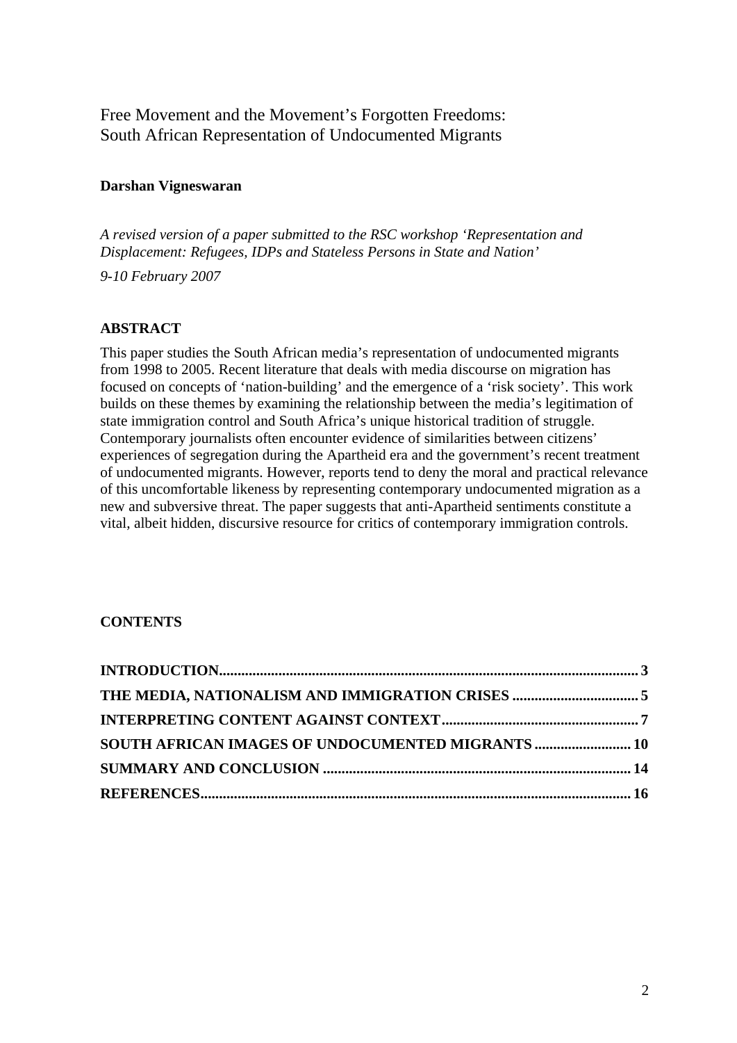# Free Movement and the Movement's Forgotten Freedoms: South African Representation of Undocumented Migrants

**Darshan Vigneswaran**

*A revised version of a paper submitted to the RSC workshop 'Representation and Displacement: Refugees, IDPs and Stateless Persons in State and Nation'*

*9-10 February 2007*

## ABSTRACT

This paper studies the South African media's representation of undocumented migrants from 1998 to 2005. Recent literature that deals with media discourse on migration has focused on concepts of 'nation-building' and the emergence of a 'risk society'. This work builds on these themes by examining the relationship between the media's legitimation of state immigration control and South Africa's unique historical tradition of struggle. Contemporary journalists often encounter evidence of similarities between citizens' experiences of segregation during the Apartheid era and the government's recent treatment of undocumented migrants. However, reports tend to deny the moral and practical relevance of this uncomfortable likeness by representing contemporary undocumented migration as a new and subversive threat. The paper suggests that anti-Apartheid sentiments constitute a vital, albeit hidden, discursive resource for critics of contemporary immigration controls.

## CONTENTS

**INTRODUCTION** ........ 3
**THE MEDIA, NATIONALISM AND IMMIGRATION CRISES** ........ 5
**INTERPRETING CONTENT AGAINST CONTEXT** ........ 7
**SOUTH AFRICAN IMAGES OF UNDOCUMENTED MIGRANTS** ........ 10
**SUMMARY AND CONCLUSION** ........ 14
**REFERENCES** ........ 16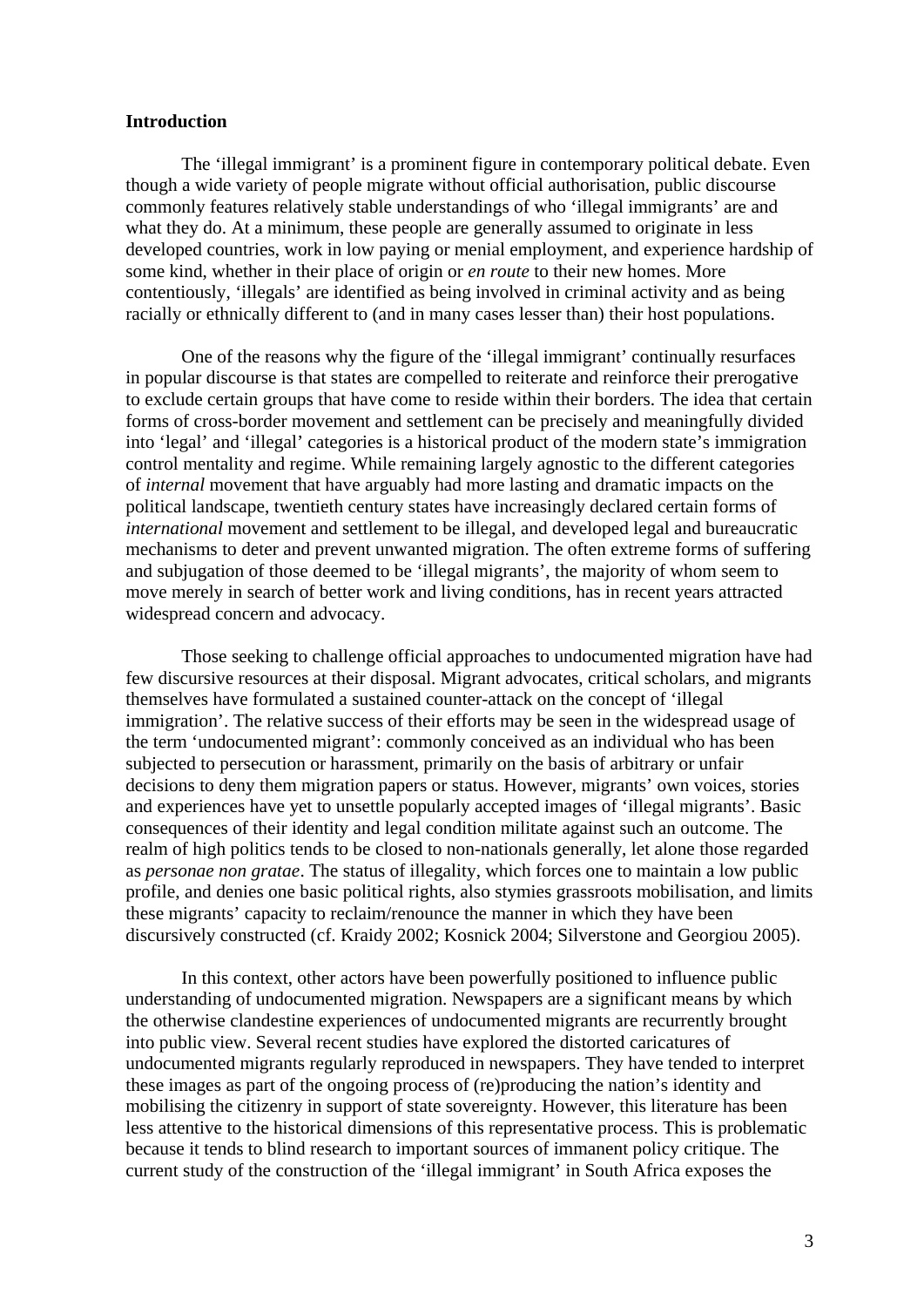## Introduction

The 'illegal immigrant' is a prominent figure in contemporary political debate. Even though a wide variety of people migrate without official authorisation, public discourse commonly features relatively stable understandings of who 'illegal immigrants' are and what they do. At a minimum, these people are generally assumed to originate in less developed countries, work in low paying or menial employment, and experience hardship of some kind, whether in their place of origin or *en route* to their new homes. More contentiously, 'illegals' are identified as being involved in criminal activity and as being racially or ethnically different to (and in many cases lesser than) their host populations.

One of the reasons why the figure of the 'illegal immigrant' continually resurfaces in popular discourse is that states are compelled to reiterate and reinforce their prerogative to exclude certain groups that have come to reside within their borders. The idea that certain forms of cross-border movement and settlement can be precisely and meaningfully divided into 'legal' and 'illegal' categories is a historical product of the modern state's immigration control mentality and regime. While remaining largely agnostic to the different categories of *internal* movement that have arguably had more lasting and dramatic impacts on the political landscape, twentieth century states have increasingly declared certain forms of *international* movement and settlement to be illegal, and developed legal and bureaucratic mechanisms to deter and prevent unwanted migration. The often extreme forms of suffering and subjugation of those deemed to be 'illegal migrants', the majority of whom seem to move merely in search of better work and living conditions, has in recent years attracted widespread concern and advocacy.

Those seeking to challenge official approaches to undocumented migration have had few discursive resources at their disposal. Migrant advocates, critical scholars, and migrants themselves have formulated a sustained counter-attack on the concept of 'illegal immigration'. The relative success of their efforts may be seen in the widespread usage of the term 'undocumented migrant': commonly conceived as an individual who has been subjected to persecution or harassment, primarily on the basis of arbitrary or unfair decisions to deny them migration papers or status. However, migrants' own voices, stories and experiences have yet to unsettle popularly accepted images of 'illegal migrants'. Basic consequences of their identity and legal condition militate against such an outcome. The realm of high politics tends to be closed to non-nationals generally, let alone those regarded as *personae non gratae*. The status of illegality, which forces one to maintain a low public profile, and denies one basic political rights, also stymies grassroots mobilisation, and limits these migrants' capacity to reclaim/renounce the manner in which they have been discursively constructed (cf. Kraidy 2002; Kosnick 2004; Silverstone and Georgiou 2005).

In this context, other actors have been powerfully positioned to influence public understanding of undocumented migration. Newspapers are a significant means by which the otherwise clandestine experiences of undocumented migrants are recurrently brought into public view. Several recent studies have explored the distorted caricatures of undocumented migrants regularly reproduced in newspapers. They have tended to interpret these images as part of the ongoing process of (re)producing the nation's identity and mobilising the citizenry in support of state sovereignty. However, this literature has been less attentive to the historical dimensions of this representative process. This is problematic because it tends to blind research to important sources of immanent policy critique. The current study of the construction of the 'illegal immigrant' in South Africa exposes the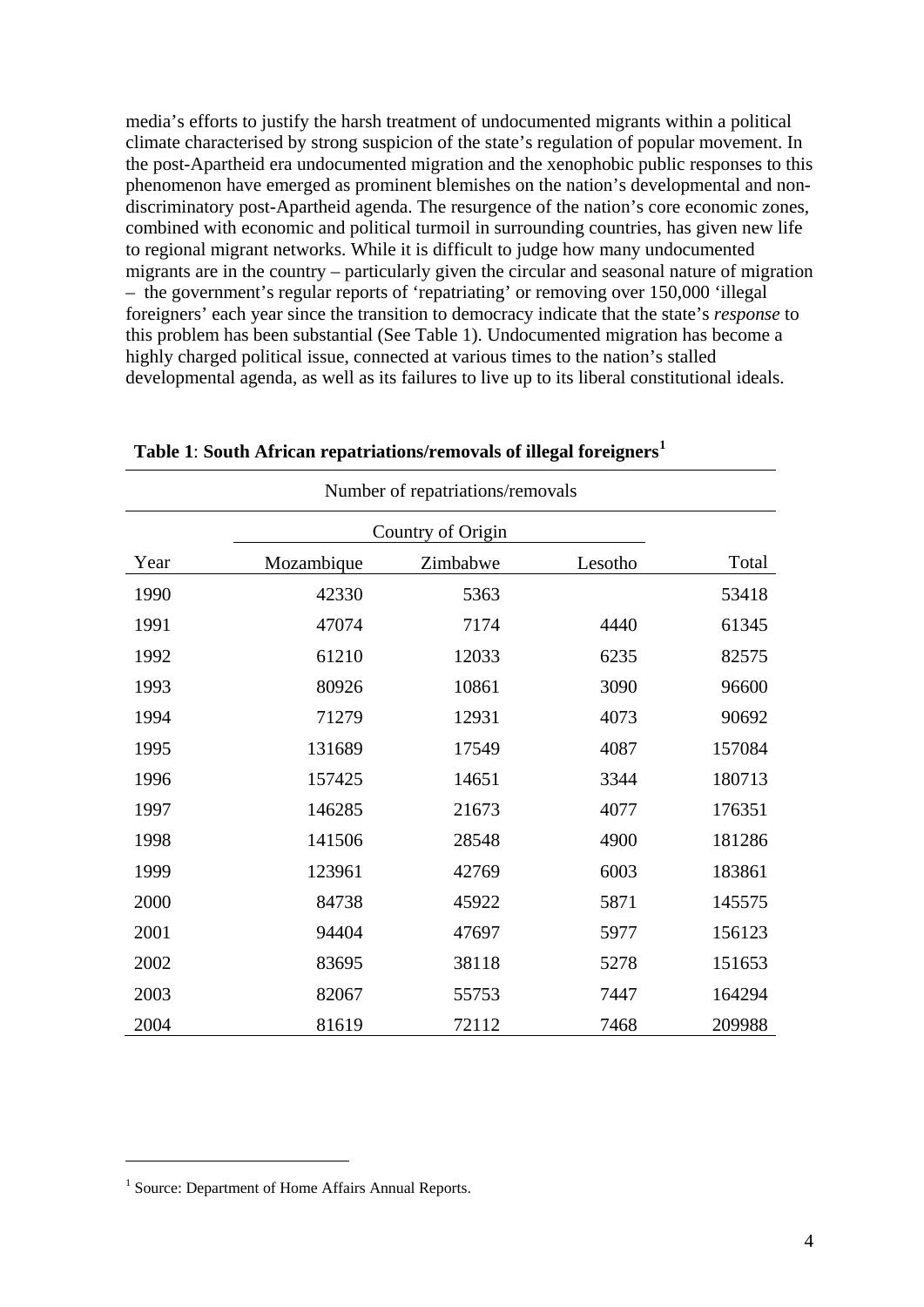media's efforts to justify the harsh treatment of undocumented migrants within a political climate characterised by strong suspicion of the state's regulation of popular movement. In the post-Apartheid era undocumented migration and the xenophobic public responses to this phenomenon have emerged as prominent blemishes on the nation's developmental and non-discriminatory post-Apartheid agenda. The resurgence of the nation's core economic zones, combined with economic and political turmoil in surrounding countries, has given new life to regional migrant networks. While it is difficult to judge how many undocumented migrants are in the country – particularly given the circular and seasonal nature of migration – the government's regular reports of 'repatriating' or removing over 150,000 'illegal foreigners' each year since the transition to democracy indicate that the state's *response* to this problem has been substantial (See Table 1). Undocumented migration has become a highly charged political issue, connected at various times to the nation's stalled developmental agenda, as well as its failures to live up to its liberal constitutional ideals.

**Table 1**: **South African repatriations/removals of illegal foreigners**[1]

| Number of repatriations/removals | | | | |
|---|---|---|---|---|
| | Country of Origin | | | |
| Year | Mozambique | Zimbabwe | Lesotho | Total |
| 1990 | 42330 | 5363 | | 53418 |
| 1991 | 47074 | 7174 | 4440 | 61345 |
| 1992 | 61210 | 12033 | 6235 | 82575 |
| 1993 | 80926 | 10861 | 3090 | 96600 |
| 1994 | 71279 | 12931 | 4073 | 90692 |
| 1995 | 131689 | 17549 | 4087 | 157084 |
| 1996 | 157425 | 14651 | 3344 | 180713 |
| 1997 | 146285 | 21673 | 4077 | 176351 |
| 1998 | 141506 | 28548 | 4900 | 181286 |
| 1999 | 123961 | 42769 | 6003 | 183861 |
| 2000 | 84738 | 45922 | 5871 | 145575 |
| 2001 | 94404 | 47697 | 5977 | 156123 |
| 2002 | 83695 | 38118 | 5278 | 151653 |
| 2003 | 82067 | 55753 | 7447 | 164294 |
| 2004 | 81619 | 72112 | 7468 | 209988 |

[1] Source: Department of Home Affairs Annual Reports.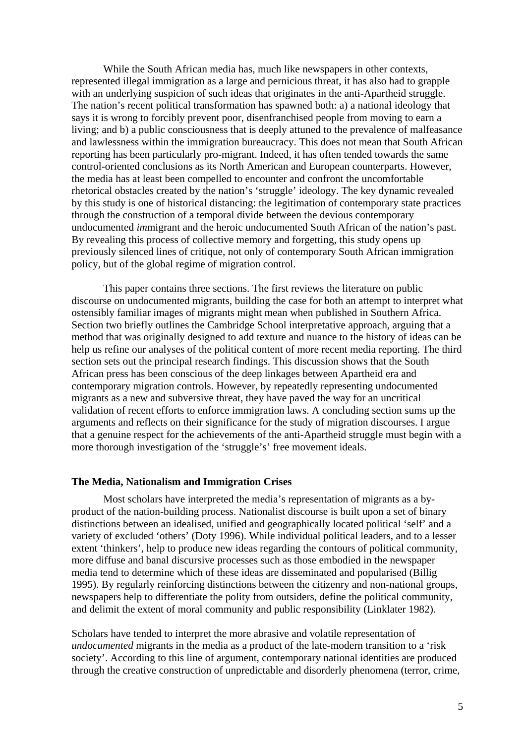While the South African media has, much like newspapers in other contexts, represented illegal immigration as a large and pernicious threat, it has also had to grapple with an underlying suspicion of such ideas that originates in the anti-Apartheid struggle. The nation's recent political transformation has spawned both: a) a national ideology that says it is wrong to forcibly prevent poor, disenfranchised people from moving to earn a living; and b) a public consciousness that is deeply attuned to the prevalence of malfeasance and lawlessness within the immigration bureaucracy. This does not mean that South African reporting has been particularly pro-migrant. Indeed, it has often tended towards the same control-oriented conclusions as its North American and European counterparts. However, the media has at least been compelled to encounter and confront the uncomfortable rhetorical obstacles created by the nation's 'struggle' ideology. The key dynamic revealed by this study is one of historical distancing: the legitimation of contemporary state practices through the construction of a temporal divide between the devious contemporary undocumented *im*migrant and the heroic undocumented South African of the nation's past. By revealing this process of collective memory and forgetting, this study opens up previously silenced lines of critique, not only of contemporary South African immigration policy, but of the global regime of migration control.

This paper contains three sections. The first reviews the literature on public discourse on undocumented migrants, building the case for both an attempt to interpret what ostensibly familiar images of migrants might mean when published in Southern Africa. Section two briefly outlines the Cambridge School interpretative approach, arguing that a method that was originally designed to add texture and nuance to the history of ideas can be help us refine our analyses of the political content of more recent media reporting. The third section sets out the principal research findings. This discussion shows that the South African press has been conscious of the deep linkages between Apartheid era and contemporary migration controls. However, by repeatedly representing undocumented migrants as a new and subversive threat, they have paved the way for an uncritical validation of recent efforts to enforce immigration laws. A concluding section sums up the arguments and reflects on their significance for the study of migration discourses. I argue that a genuine respect for the achievements of the anti-Apartheid struggle must begin with a more thorough investigation of the 'struggle's' free movement ideals.

### The Media, Nationalism and Immigration Crises

Most scholars have interpreted the media's representation of migrants as a by-product of the nation-building process. Nationalist discourse is built upon a set of binary distinctions between an idealised, unified and geographically located political 'self' and a variety of excluded 'others' (Doty 1996). While individual political leaders, and to a lesser extent 'thinkers', help to produce new ideas regarding the contours of political community, more diffuse and banal discursive processes such as those embodied in the newspaper media tend to determine which of these ideas are disseminated and popularised (Billig 1995). By regularly reinforcing distinctions between the citizenry and non-national groups, newspapers help to differentiate the polity from outsiders, define the political community, and delimit the extent of moral community and public responsibility (Linklater 1982).

Scholars have tended to interpret the more abrasive and volatile representation of *undocumented* migrants in the media as a product of the late-modern transition to a 'risk society'. According to this line of argument, contemporary national identities are produced through the creative construction of unpredictable and disorderly phenomena (terror, crime,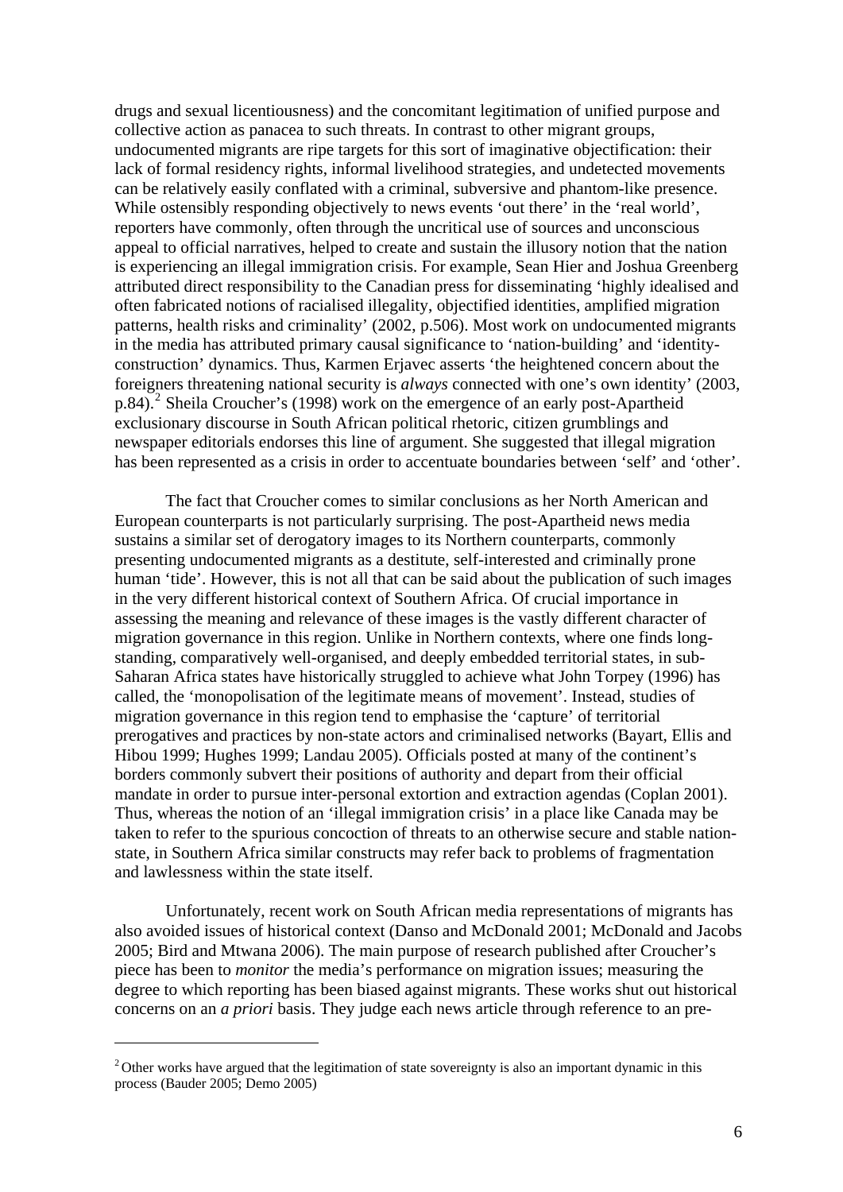drugs and sexual licentiousness) and the concomitant legitimation of unified purpose and collective action as panacea to such threats. In contrast to other migrant groups, undocumented migrants are ripe targets for this sort of imaginative objectification: their lack of formal residency rights, informal livelihood strategies, and undetected movements can be relatively easily conflated with a criminal, subversive and phantom-like presence. While ostensibly responding objectively to news events 'out there' in the 'real world', reporters have commonly, often through the uncritical use of sources and unconscious appeal to official narratives, helped to create and sustain the illusory notion that the nation is experiencing an illegal immigration crisis. For example, Sean Hier and Joshua Greenberg attributed direct responsibility to the Canadian press for disseminating 'highly idealised and often fabricated notions of racialised illegality, objectified identities, amplified migration patterns, health risks and criminality' (2002, p.506). Most work on undocumented migrants in the media has attributed primary causal significance to 'nation-building' and 'identity-construction' dynamics. Thus, Karmen Erjavec asserts 'the heightened concern about the foreigners threatening national security is *always* connected with one's own identity' (2003, p.84).[2] Sheila Croucher's (1998) work on the emergence of an early post-Apartheid exclusionary discourse in South African political rhetoric, citizen grumblings and newspaper editorials endorses this line of argument. She suggested that illegal migration has been represented as a crisis in order to accentuate boundaries between 'self' and 'other'.

The fact that Croucher comes to similar conclusions as her North American and European counterparts is not particularly surprising. The post-Apartheid news media sustains a similar set of derogatory images to its Northern counterparts, commonly presenting undocumented migrants as a destitute, self-interested and criminally prone human 'tide'. However, this is not all that can be said about the publication of such images in the very different historical context of Southern Africa. Of crucial importance in assessing the meaning and relevance of these images is the vastly different character of migration governance in this region. Unlike in Northern contexts, where one finds long-standing, comparatively well-organised, and deeply embedded territorial states, in sub-Saharan Africa states have historically struggled to achieve what John Torpey (1996) has called, the 'monopolisation of the legitimate means of movement'. Instead, studies of migration governance in this region tend to emphasise the 'capture' of territorial prerogatives and practices by non-state actors and criminalised networks (Bayart, Ellis and Hibou 1999; Hughes 1999; Landau 2005). Officials posted at many of the continent's borders commonly subvert their positions of authority and depart from their official mandate in order to pursue inter-personal extortion and extraction agendas (Coplan 2001). Thus, whereas the notion of an 'illegal immigration crisis' in a place like Canada may be taken to refer to the spurious concoction of threats to an otherwise secure and stable nation-state, in Southern Africa similar constructs may refer back to problems of fragmentation and lawlessness within the state itself.

Unfortunately, recent work on South African media representations of migrants has also avoided issues of historical context (Danso and McDonald 2001; McDonald and Jacobs 2005; Bird and Mtwana 2006). The main purpose of research published after Croucher's piece has been to *monitor* the media's performance on migration issues; measuring the degree to which reporting has been biased against migrants. These works shut out historical concerns on an *a priori* basis. They judge each news article through reference to an pre-

[2] Other works have argued that the legitimation of state sovereignty is also an important dynamic in this process (Bauder 2005; Demo 2005)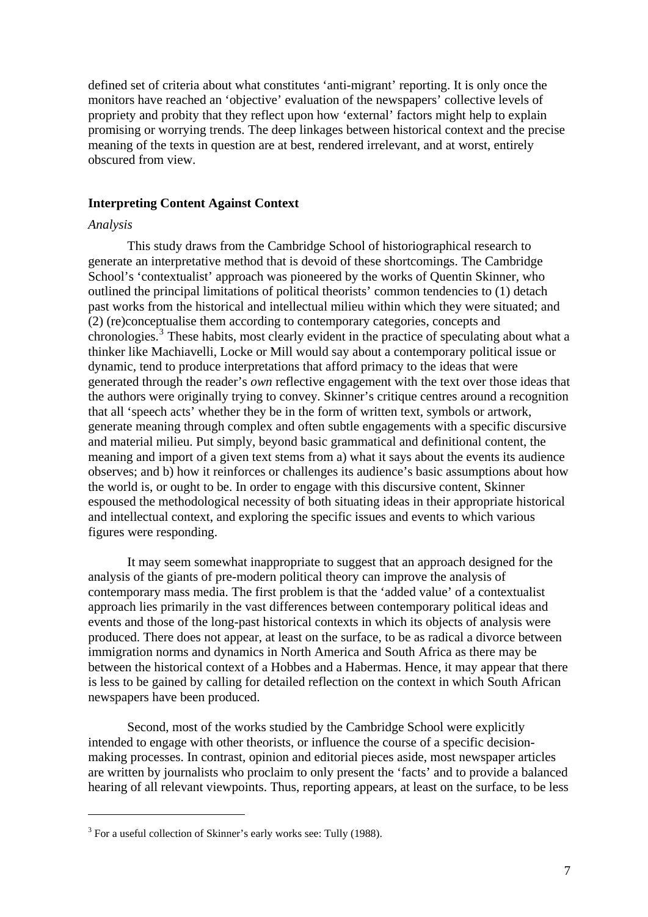defined set of criteria about what constitutes 'anti-migrant' reporting. It is only once the monitors have reached an 'objective' evaluation of the newspapers' collective levels of propriety and probity that they reflect upon how 'external' factors might help to explain promising or worrying trends. The deep linkages between historical context and the precise meaning of the texts in question are at best, rendered irrelevant, and at worst, entirely obscured from view.

## Interpreting Content Against Context

*Analysis*

This study draws from the Cambridge School of historiographical research to generate an interpretative method that is devoid of these shortcomings. The Cambridge School's 'contextualist' approach was pioneered by the works of Quentin Skinner, who outlined the principal limitations of political theorists' common tendencies to (1) detach past works from the historical and intellectual milieu within which they were situated; and (2) (re)conceptualise them according to contemporary categories, concepts and chronologies.[3] These habits, most clearly evident in the practice of speculating about what a thinker like Machiavelli, Locke or Mill would say about a contemporary political issue or dynamic, tend to produce interpretations that afford primacy to the ideas that were generated through the reader's *own* reflective engagement with the text over those ideas that the authors were originally trying to convey. Skinner's critique centres around a recognition that all 'speech acts' whether they be in the form of written text, symbols or artwork, generate meaning through complex and often subtle engagements with a specific discursive and material milieu. Put simply, beyond basic grammatical and definitional content, the meaning and import of a given text stems from a) what it says about the events its audience observes; and b) how it reinforces or challenges its audience's basic assumptions about how the world is, or ought to be. In order to engage with this discursive content, Skinner espoused the methodological necessity of both situating ideas in their appropriate historical and intellectual context, and exploring the specific issues and events to which various figures were responding.

It may seem somewhat inappropriate to suggest that an approach designed for the analysis of the giants of pre-modern political theory can improve the analysis of contemporary mass media. The first problem is that the 'added value' of a contextualist approach lies primarily in the vast differences between contemporary political ideas and events and those of the long-past historical contexts in which its objects of analysis were produced. There does not appear, at least on the surface, to be as radical a divorce between immigration norms and dynamics in North America and South Africa as there may be between the historical context of a Hobbes and a Habermas. Hence, it may appear that there is less to be gained by calling for detailed reflection on the context in which South African newspapers have been produced.

Second, most of the works studied by the Cambridge School were explicitly intended to engage with other theorists, or influence the course of a specific decision-making processes. In contrast, opinion and editorial pieces aside, most newspaper articles are written by journalists who proclaim to only present the 'facts' and to provide a balanced hearing of all relevant viewpoints. Thus, reporting appears, at least on the surface, to be less

---

[3] For a useful collection of Skinner's early works see: Tully (1988).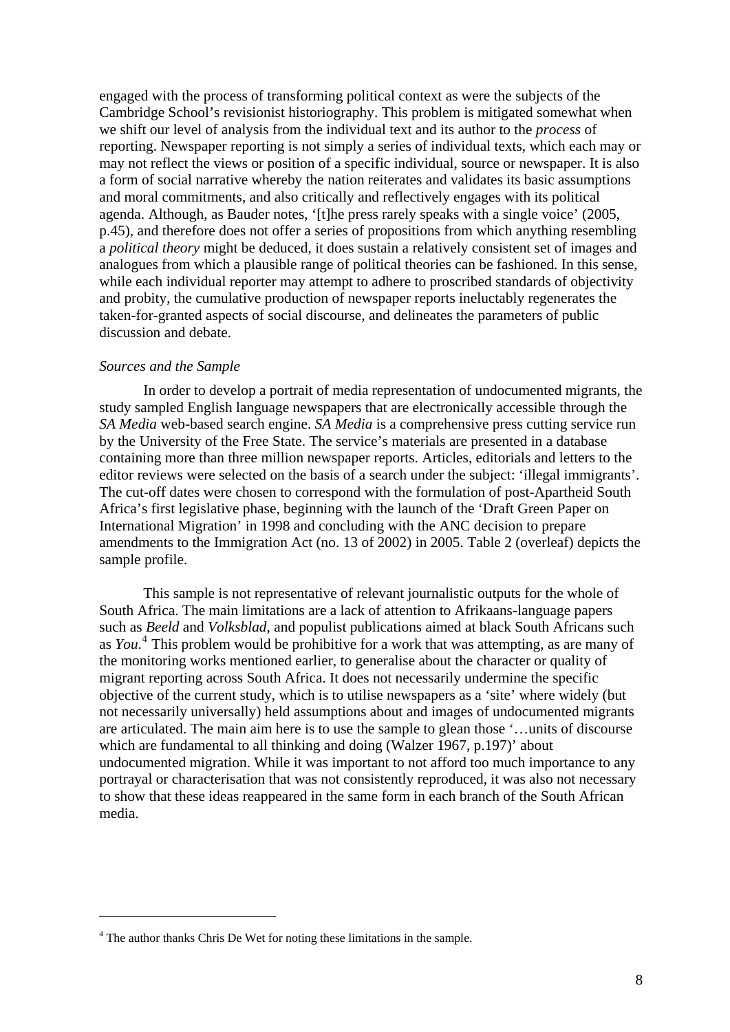engaged with the process of transforming political context as were the subjects of the Cambridge School's revisionist historiography. This problem is mitigated somewhat when we shift our level of analysis from the individual text and its author to the *process* of reporting. Newspaper reporting is not simply a series of individual texts, which each may or may not reflect the views or position of a specific individual, source or newspaper. It is also a form of social narrative whereby the nation reiterates and validates its basic assumptions and moral commitments, and also critically and reflectively engages with its political agenda. Although, as Bauder notes, '[t]he press rarely speaks with a single voice' (2005, p.45), and therefore does not offer a series of propositions from which anything resembling a *political theory* might be deduced, it does sustain a relatively consistent set of images and analogues from which a plausible range of political theories can be fashioned. In this sense, while each individual reporter may attempt to adhere to proscribed standards of objectivity and probity, the cumulative production of newspaper reports ineluctably regenerates the taken-for-granted aspects of social discourse, and delineates the parameters of public discussion and debate.

*Sources and the Sample*

In order to develop a portrait of media representation of undocumented migrants, the study sampled English language newspapers that are electronically accessible through the *SA Media* web-based search engine. *SA Media* is a comprehensive press cutting service run by the University of the Free State. The service's materials are presented in a database containing more than three million newspaper reports. Articles, editorials and letters to the editor reviews were selected on the basis of a search under the subject: 'illegal immigrants'. The cut-off dates were chosen to correspond with the formulation of post-Apartheid South Africa's first legislative phase, beginning with the launch of the 'Draft Green Paper on International Migration' in 1998 and concluding with the ANC decision to prepare amendments to the Immigration Act (no. 13 of 2002) in 2005. Table 2 (overleaf) depicts the sample profile.

This sample is not representative of relevant journalistic outputs for the whole of South Africa. The main limitations are a lack of attention to Afrikaans-language papers such as *Beeld* and *Volksblad*, and populist publications aimed at black South Africans such as *You*.[4] This problem would be prohibitive for a work that was attempting, as are many of the monitoring works mentioned earlier, to generalise about the character or quality of migrant reporting across South Africa. It does not necessarily undermine the specific objective of the current study, which is to utilise newspapers as a 'site' where widely (but not necessarily universally) held assumptions about and images of undocumented migrants are articulated. The main aim here is to use the sample to glean those '…units of discourse which are fundamental to all thinking and doing (Walzer 1967, p.197)' about undocumented migration. While it was important to not afford too much importance to any portrayal or characterisation that was not consistently reproduced, it was also not necessary to show that these ideas reappeared in the same form in each branch of the South African media.

[4] The author thanks Chris De Wet for noting these limitations in the sample.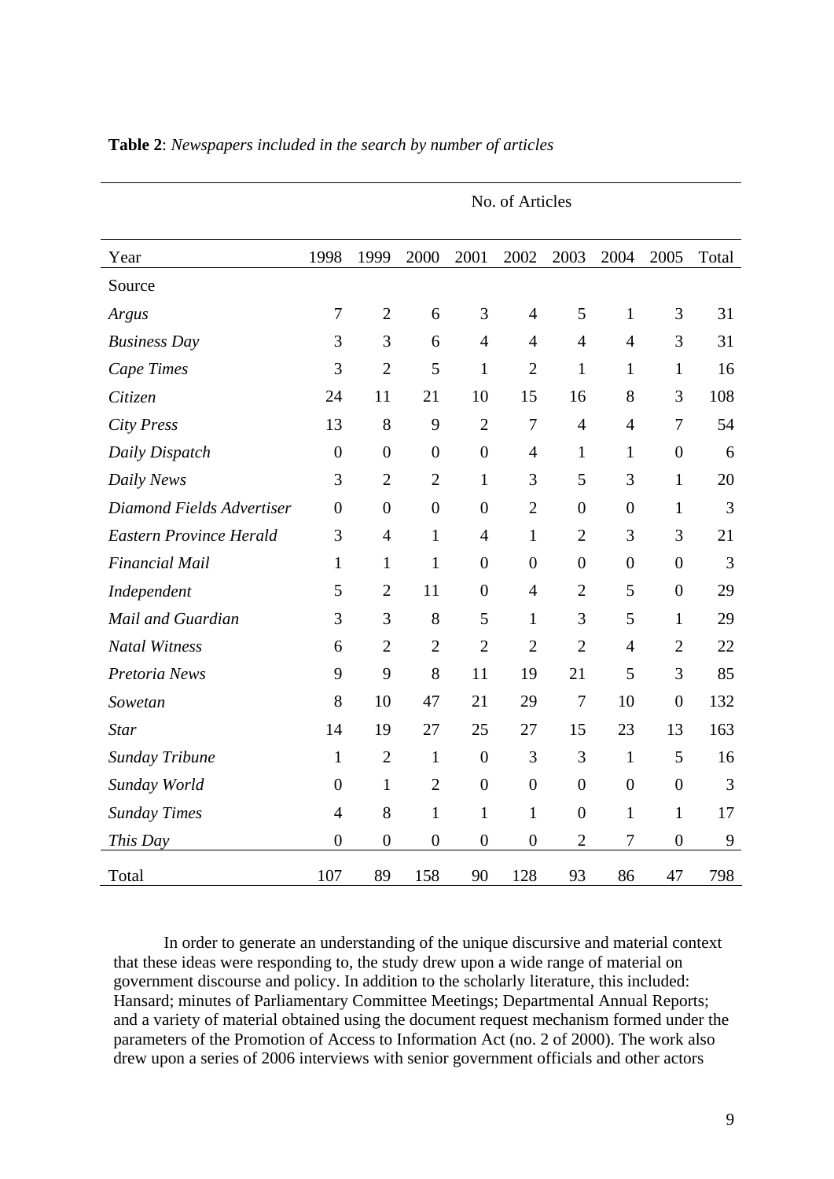**Table 2**: *Newspapers included in the search by number of articles*

| | No. of Articles | | | | | | | | |
|---|---|---|---|---|---|---|---|---|---|
| Year | 1998 | 1999 | 2000 | 2001 | 2002 | 2003 | 2004 | 2005 | Total |
| Source | | | | | | | | | |
| *Argus* | 7 | 2 | 6 | 3 | 4 | 5 | 1 | 3 | 31 |
| *Business Day* | 3 | 3 | 6 | 4 | 4 | 4 | 4 | 3 | 31 |
| *Cape Times* | 3 | 2 | 5 | 1 | 2 | 1 | 1 | 1 | 16 |
| *Citizen* | 24 | 11 | 21 | 10 | 15 | 16 | 8 | 3 | 108 |
| *City Press* | 13 | 8 | 9 | 2 | 7 | 4 | 4 | 7 | 54 |
| *Daily Dispatch* | 0 | 0 | 0 | 0 | 4 | 1 | 1 | 0 | 6 |
| *Daily News* | 3 | 2 | 2 | 1 | 3 | 5 | 3 | 1 | 20 |
| *Diamond Fields Advertiser* | 0 | 0 | 0 | 0 | 2 | 0 | 0 | 1 | 3 |
| *Eastern Province Herald* | 3 | 4 | 1 | 4 | 1 | 2 | 3 | 3 | 21 |
| *Financial Mail* | 1 | 1 | 1 | 0 | 0 | 0 | 0 | 0 | 3 |
| *Independent* | 5 | 2 | 11 | 0 | 4 | 2 | 5 | 0 | 29 |
| *Mail and Guardian* | 3 | 3 | 8 | 5 | 1 | 3 | 5 | 1 | 29 |
| *Natal Witness* | 6 | 2 | 2 | 2 | 2 | 2 | 4 | 2 | 22 |
| *Pretoria News* | 9 | 9 | 8 | 11 | 19 | 21 | 5 | 3 | 85 |
| *Sowetan* | 8 | 10 | 47 | 21 | 29 | 7 | 10 | 0 | 132 |
| *Star* | 14 | 19 | 27 | 25 | 27 | 15 | 23 | 13 | 163 |
| *Sunday Tribune* | 1 | 2 | 1 | 0 | 3 | 3 | 1 | 5 | 16 |
| *Sunday World* | 0 | 1 | 2 | 0 | 0 | 0 | 0 | 0 | 3 |
| *Sunday Times* | 4 | 8 | 1 | 1 | 1 | 0 | 1 | 1 | 17 |
| *This Day* | 0 | 0 | 0 | 0 | 0 | 2 | 7 | 0 | 9 |
| Total | 107 | 89 | 158 | 90 | 128 | 93 | 86 | 47 | 798 |

In order to generate an understanding of the unique discursive and material context that these ideas were responding to, the study drew upon a wide range of material on government discourse and policy. In addition to the scholarly literature, this included: Hansard; minutes of Parliamentary Committee Meetings; Departmental Annual Reports; and a variety of material obtained using the document request mechanism formed under the parameters of the Promotion of Access to Information Act (no. 2 of 2000). The work also drew upon a series of 2006 interviews with senior government officials and other actors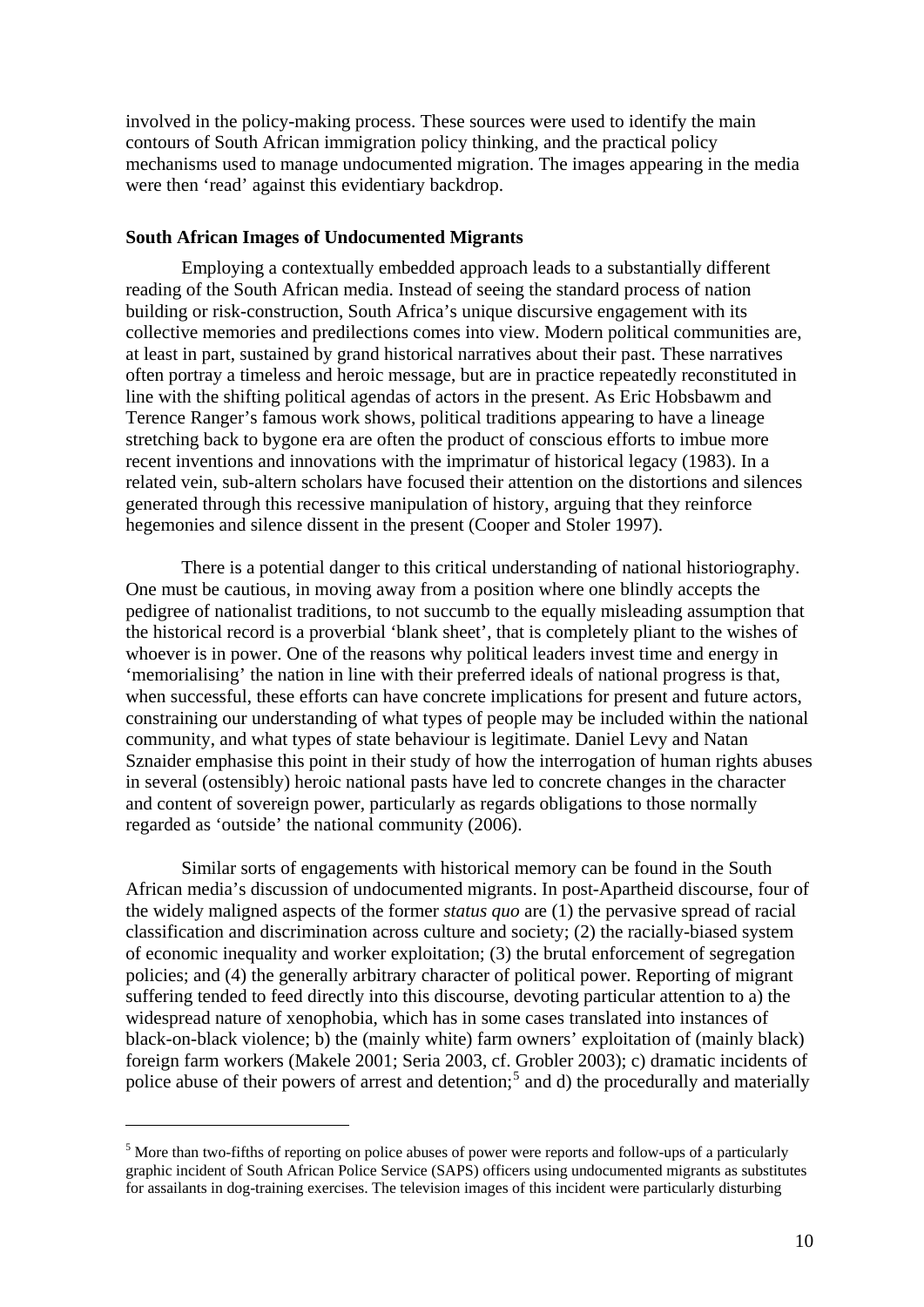involved in the policy-making process. These sources were used to identify the main contours of South African immigration policy thinking, and the practical policy mechanisms used to manage undocumented migration. The images appearing in the media were then 'read' against this evidentiary backdrop.

### South African Images of Undocumented Migrants

Employing a contextually embedded approach leads to a substantially different reading of the South African media. Instead of seeing the standard process of nation building or risk-construction, South Africa's unique discursive engagement with its collective memories and predilections comes into view. Modern political communities are, at least in part, sustained by grand historical narratives about their past. These narratives often portray a timeless and heroic message, but are in practice repeatedly reconstituted in line with the shifting political agendas of actors in the present. As Eric Hobsbawm and Terence Ranger's famous work shows, political traditions appearing to have a lineage stretching back to bygone era are often the product of conscious efforts to imbue more recent inventions and innovations with the imprimatur of historical legacy (1983). In a related vein, sub-altern scholars have focused their attention on the distortions and silences generated through this recessive manipulation of history, arguing that they reinforce hegemonies and silence dissent in the present (Cooper and Stoler 1997).

There is a potential danger to this critical understanding of national historiography. One must be cautious, in moving away from a position where one blindly accepts the pedigree of nationalist traditions, to not succumb to the equally misleading assumption that the historical record is a proverbial 'blank sheet', that is completely pliant to the wishes of whoever is in power. One of the reasons why political leaders invest time and energy in 'memorialising' the nation in line with their preferred ideals of national progress is that, when successful, these efforts can have concrete implications for present and future actors, constraining our understanding of what types of people may be included within the national community, and what types of state behaviour is legitimate. Daniel Levy and Natan Sznaider emphasise this point in their study of how the interrogation of human rights abuses in several (ostensibly) heroic national pasts have led to concrete changes in the character and content of sovereign power, particularly as regards obligations to those normally regarded as 'outside' the national community (2006).

Similar sorts of engagements with historical memory can be found in the South African media's discussion of undocumented migrants. In post-Apartheid discourse, four of the widely maligned aspects of the former *status quo* are (1) the pervasive spread of racial classification and discrimination across culture and society; (2) the racially-biased system of economic inequality and worker exploitation; (3) the brutal enforcement of segregation policies; and (4) the generally arbitrary character of political power. Reporting of migrant suffering tended to feed directly into this discourse, devoting particular attention to a) the widespread nature of xenophobia, which has in some cases translated into instances of black-on-black violence; b) the (mainly white) farm owners' exploitation of (mainly black) foreign farm workers (Makele 2001; Seria 2003, cf. Grobler 2003); c) dramatic incidents of police abuse of their powers of arrest and detention;[5] and d) the procedurally and materially

[5] More than two-fifths of reporting on police abuses of power were reports and follow-ups of a particularly graphic incident of South African Police Service (SAPS) officers using undocumented migrants as substitutes for assailants in dog-training exercises. The television images of this incident were particularly disturbing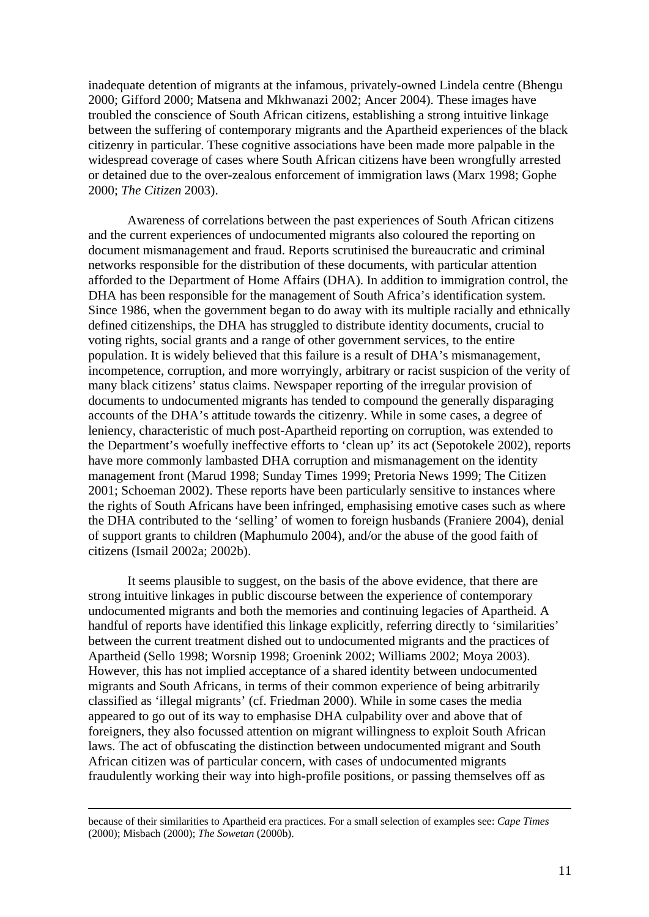inadequate detention of migrants at the infamous, privately-owned Lindela centre (Bhengu 2000; Gifford 2000; Matsena and Mkhwanazi 2002; Ancer 2004). These images have troubled the conscience of South African citizens, establishing a strong intuitive linkage between the suffering of contemporary migrants and the Apartheid experiences of the black citizenry in particular. These cognitive associations have been made more palpable in the widespread coverage of cases where South African citizens have been wrongfully arrested or detained due to the over-zealous enforcement of immigration laws (Marx 1998; Gophe 2000; *The Citizen* 2003).

Awareness of correlations between the past experiences of South African citizens and the current experiences of undocumented migrants also coloured the reporting on document mismanagement and fraud. Reports scrutinised the bureaucratic and criminal networks responsible for the distribution of these documents, with particular attention afforded to the Department of Home Affairs (DHA). In addition to immigration control, the DHA has been responsible for the management of South Africa's identification system. Since 1986, when the government began to do away with its multiple racially and ethnically defined citizenships, the DHA has struggled to distribute identity documents, crucial to voting rights, social grants and a range of other government services, to the entire population. It is widely believed that this failure is a result of DHA's mismanagement, incompetence, corruption, and more worryingly, arbitrary or racist suspicion of the verity of many black citizens' status claims. Newspaper reporting of the irregular provision of documents to undocumented migrants has tended to compound the generally disparaging accounts of the DHA's attitude towards the citizenry. While in some cases, a degree of leniency, characteristic of much post-Apartheid reporting on corruption, was extended to the Department's woefully ineffective efforts to 'clean up' its act (Sepotokele 2002), reports have more commonly lambasted DHA corruption and mismanagement on the identity management front (Marud 1998; Sunday Times 1999; Pretoria News 1999; The Citizen 2001; Schoeman 2002). These reports have been particularly sensitive to instances where the rights of South Africans have been infringed, emphasising emotive cases such as where the DHA contributed to the 'selling' of women to foreign husbands (Franiere 2004), denial of support grants to children (Maphumulo 2004), and/or the abuse of the good faith of citizens (Ismail 2002a; 2002b).

It seems plausible to suggest, on the basis of the above evidence, that there are strong intuitive linkages in public discourse between the experience of contemporary undocumented migrants and both the memories and continuing legacies of Apartheid. A handful of reports have identified this linkage explicitly, referring directly to 'similarities' between the current treatment dished out to undocumented migrants and the practices of Apartheid (Sello 1998; Worsnip 1998; Groenink 2002; Williams 2002; Moya 2003). However, this has not implied acceptance of a shared identity between undocumented migrants and South Africans, in terms of their common experience of being arbitrarily classified as 'illegal migrants' (cf. Friedman 2000). While in some cases the media appeared to go out of its way to emphasise DHA culpability over and above that of foreigners, they also focussed attention on migrant willingness to exploit South African laws. The act of obfuscating the distinction between undocumented migrant and South African citizen was of particular concern, with cases of undocumented migrants fraudulently working their way into high-profile positions, or passing themselves off as

---

because of their similarities to Apartheid era practices. For a small selection of examples see: *Cape Times* (2000); Misbach (2000); *The Sowetan* (2000b).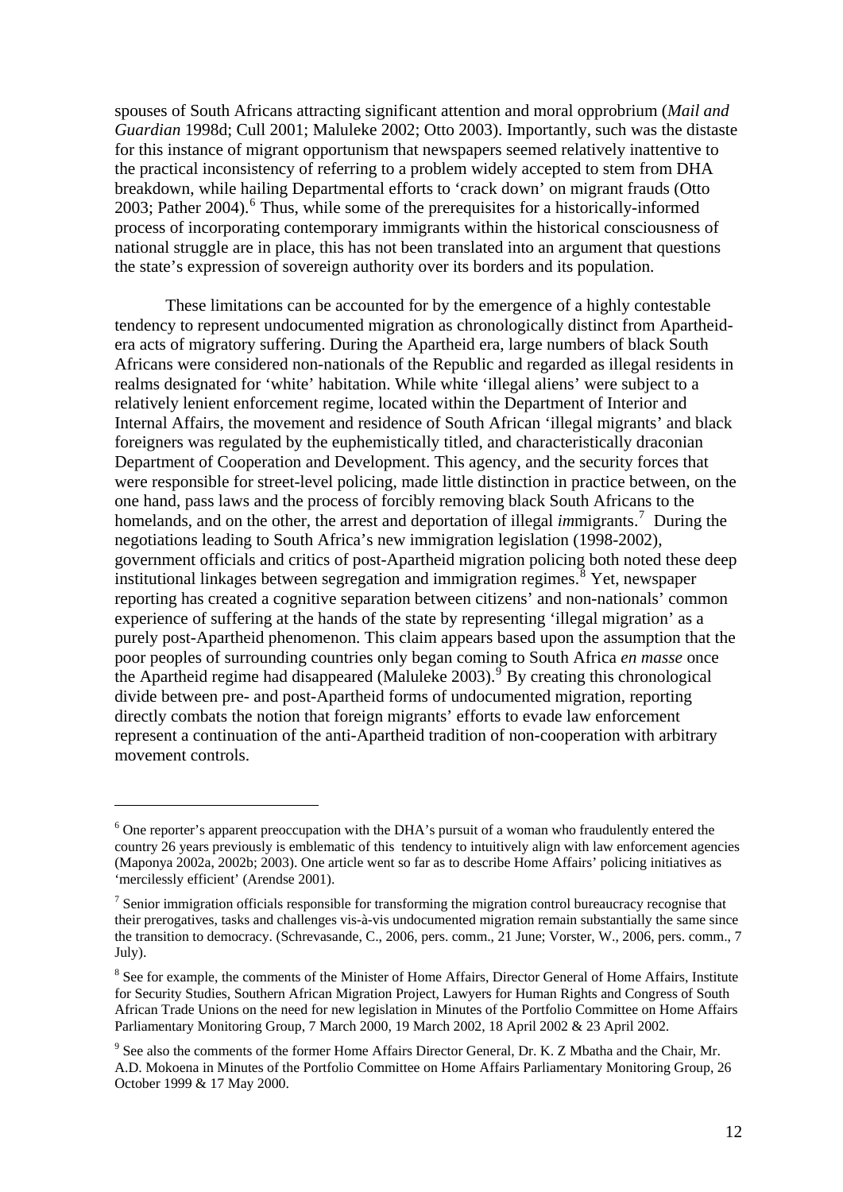spouses of South Africans attracting significant attention and moral opprobrium (*Mail and Guardian* 1998d; Cull 2001; Maluleke 2002; Otto 2003). Importantly, such was the distaste for this instance of migrant opportunism that newspapers seemed relatively inattentive to the practical inconsistency of referring to a problem widely accepted to stem from DHA breakdown, while hailing Departmental efforts to 'crack down' on migrant frauds (Otto 2003; Pather 2004).[6] Thus, while some of the prerequisites for a historically-informed process of incorporating contemporary immigrants within the historical consciousness of national struggle are in place, this has not been translated into an argument that questions the state's expression of sovereign authority over its borders and its population.

These limitations can be accounted for by the emergence of a highly contestable tendency to represent undocumented migration as chronologically distinct from Apartheid-era acts of migratory suffering. During the Apartheid era, large numbers of black South Africans were considered non-nationals of the Republic and regarded as illegal residents in realms designated for 'white' habitation. While white 'illegal aliens' were subject to a relatively lenient enforcement regime, located within the Department of Interior and Internal Affairs, the movement and residence of South African 'illegal migrants' and black foreigners was regulated by the euphemistically titled, and characteristically draconian Department of Cooperation and Development. This agency, and the security forces that were responsible for street-level policing, made little distinction in practice between, on the one hand, pass laws and the process of forcibly removing black South Africans to the homelands, and on the other, the arrest and deportation of illegal *im*migrants.[7] During the negotiations leading to South Africa's new immigration legislation (1998-2002), government officials and critics of post-Apartheid migration policing both noted these deep institutional linkages between segregation and immigration regimes.[8] Yet, newspaper reporting has created a cognitive separation between citizens' and non-nationals' common experience of suffering at the hands of the state by representing 'illegal migration' as a purely post-Apartheid phenomenon. This claim appears based upon the assumption that the poor peoples of surrounding countries only began coming to South Africa *en masse* once the Apartheid regime had disappeared (Maluleke 2003).[9] By creating this chronological divide between pre- and post-Apartheid forms of undocumented migration, reporting directly combats the notion that foreign migrants' efforts to evade law enforcement represent a continuation of the anti-Apartheid tradition of non-cooperation with arbitrary movement controls.

---

[6] One reporter's apparent preoccupation with the DHA's pursuit of a woman who fraudulently entered the country 26 years previously is emblematic of this tendency to intuitively align with law enforcement agencies (Maponya 2002a, 2002b; 2003). One article went so far as to describe Home Affairs' policing initiatives as 'mercilessly efficient' (Arendse 2001).

[7] Senior immigration officials responsible for transforming the migration control bureaucracy recognise that their prerogatives, tasks and challenges vis-à-vis undocumented migration remain substantially the same since the transition to democracy. (Schrevasande, C., 2006, pers. comm., 21 June; Vorster, W., 2006, pers. comm., 7 July).

[8] See for example, the comments of the Minister of Home Affairs, Director General of Home Affairs, Institute for Security Studies, Southern African Migration Project, Lawyers for Human Rights and Congress of South African Trade Unions on the need for new legislation in Minutes of the Portfolio Committee on Home Affairs Parliamentary Monitoring Group, 7 March 2000, 19 March 2002, 18 April 2002 & 23 April 2002.

[9] See also the comments of the former Home Affairs Director General, Dr. K. Z Mbatha and the Chair, Mr. A.D. Mokoena in Minutes of the Portfolio Committee on Home Affairs Parliamentary Monitoring Group, 26 October 1999 & 17 May 2000.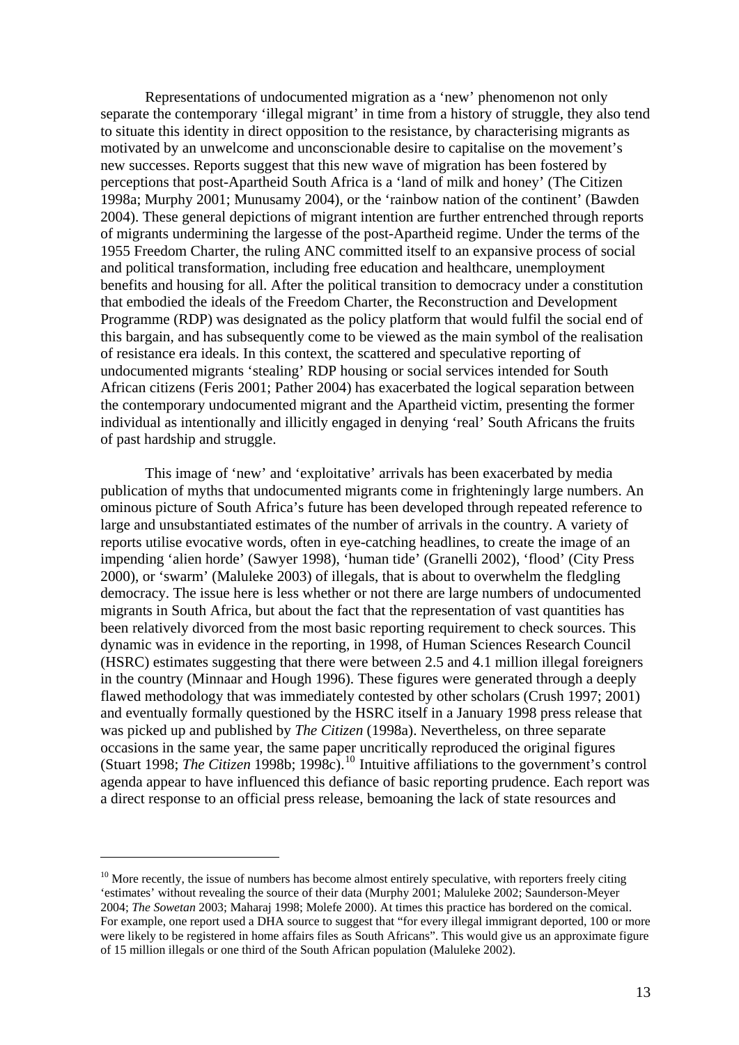Representations of undocumented migration as a 'new' phenomenon not only separate the contemporary 'illegal migrant' in time from a history of struggle, they also tend to situate this identity in direct opposition to the resistance, by characterising migrants as motivated by an unwelcome and unconscionable desire to capitalise on the movement's new successes. Reports suggest that this new wave of migration has been fostered by perceptions that post-Apartheid South Africa is a 'land of milk and honey' (The Citizen 1998a; Murphy 2001; Munusamy 2004), or the 'rainbow nation of the continent' (Bawden 2004). These general depictions of migrant intention are further entrenched through reports of migrants undermining the largesse of the post-Apartheid regime. Under the terms of the 1955 Freedom Charter, the ruling ANC committed itself to an expansive process of social and political transformation, including free education and healthcare, unemployment benefits and housing for all. After the political transition to democracy under a constitution that embodied the ideals of the Freedom Charter, the Reconstruction and Development Programme (RDP) was designated as the policy platform that would fulfil the social end of this bargain, and has subsequently come to be viewed as the main symbol of the realisation of resistance era ideals. In this context, the scattered and speculative reporting of undocumented migrants 'stealing' RDP housing or social services intended for South African citizens (Feris 2001; Pather 2004) has exacerbated the logical separation between the contemporary undocumented migrant and the Apartheid victim, presenting the former individual as intentionally and illicitly engaged in denying 'real' South Africans the fruits of past hardship and struggle.

This image of 'new' and 'exploitative' arrivals has been exacerbated by media publication of myths that undocumented migrants come in frighteningly large numbers. An ominous picture of South Africa's future has been developed through repeated reference to large and unsubstantiated estimates of the number of arrivals in the country. A variety of reports utilise evocative words, often in eye-catching headlines, to create the image of an impending 'alien horde' (Sawyer 1998), 'human tide' (Granelli 2002), 'flood' (City Press 2000), or 'swarm' (Maluleke 2003) of illegals, that is about to overwhelm the fledgling democracy. The issue here is less whether or not there are large numbers of undocumented migrants in South Africa, but about the fact that the representation of vast quantities has been relatively divorced from the most basic reporting requirement to check sources. This dynamic was in evidence in the reporting, in 1998, of Human Sciences Research Council (HSRC) estimates suggesting that there were between 2.5 and 4.1 million illegal foreigners in the country (Minnaar and Hough 1996). These figures were generated through a deeply flawed methodology that was immediately contested by other scholars (Crush 1997; 2001) and eventually formally questioned by the HSRC itself in a January 1998 press release that was picked up and published by *The Citizen* (1998a). Nevertheless, on three separate occasions in the same year, the same paper uncritically reproduced the original figures (Stuart 1998; *The Citizen* 1998b; 1998c).[10] Intuitive affiliations to the government's control agenda appear to have influenced this defiance of basic reporting prudence. Each report was a direct response to an official press release, bemoaning the lack of state resources and

---

[10] More recently, the issue of numbers has become almost entirely speculative, with reporters freely citing 'estimates' without revealing the source of their data (Murphy 2001; Maluleke 2002; Saunderson-Meyer 2004; *The Sowetan* 2003; Maharaj 1998; Molefe 2000). At times this practice has bordered on the comical. For example, one report used a DHA source to suggest that "for every illegal immigrant deported, 100 or more were likely to be registered in home affairs files as South Africans". This would give us an approximate figure of 15 million illegals or one third of the South African population (Maluleke 2002).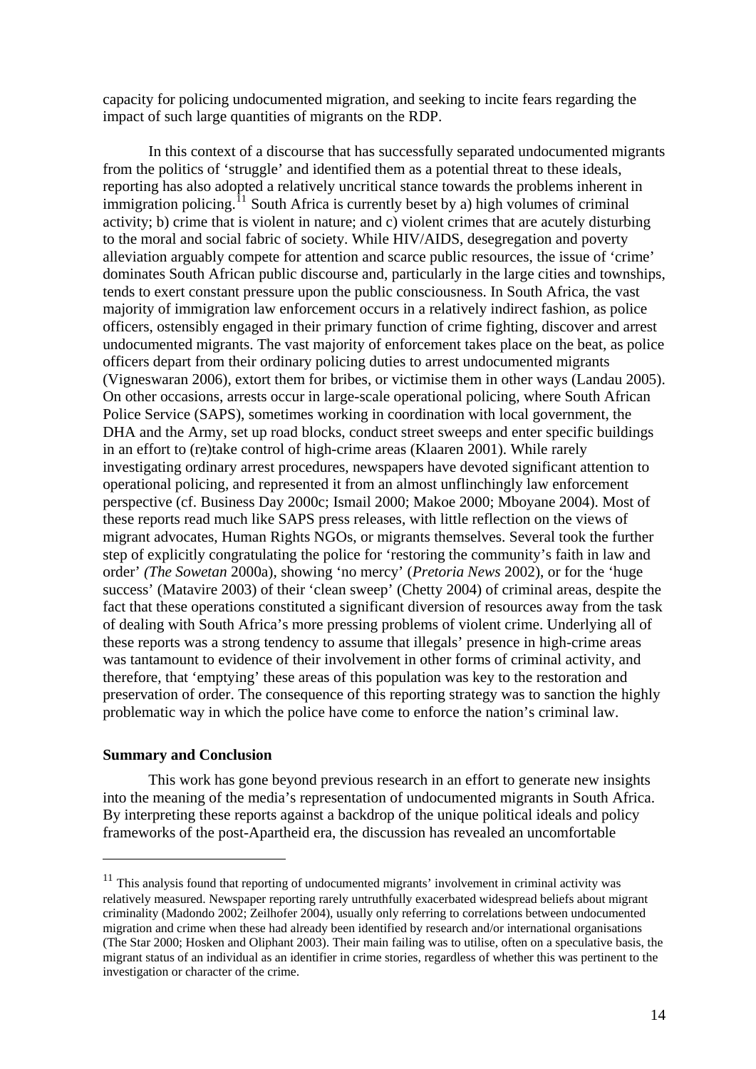capacity for policing undocumented migration, and seeking to incite fears regarding the impact of such large quantities of migrants on the RDP.

In this context of a discourse that has successfully separated undocumented migrants from the politics of 'struggle' and identified them as a potential threat to these ideals, reporting has also adopted a relatively uncritical stance towards the problems inherent in immigration policing.[11] South Africa is currently beset by a) high volumes of criminal activity; b) crime that is violent in nature; and c) violent crimes that are acutely disturbing to the moral and social fabric of society. While HIV/AIDS, desegregation and poverty alleviation arguably compete for attention and scarce public resources, the issue of 'crime' dominates South African public discourse and, particularly in the large cities and townships, tends to exert constant pressure upon the public consciousness. In South Africa, the vast majority of immigration law enforcement occurs in a relatively indirect fashion, as police officers, ostensibly engaged in their primary function of crime fighting, discover and arrest undocumented migrants. The vast majority of enforcement takes place on the beat, as police officers depart from their ordinary policing duties to arrest undocumented migrants (Vigneswaran 2006), extort them for bribes, or victimise them in other ways (Landau 2005). On other occasions, arrests occur in large-scale operational policing, where South African Police Service (SAPS), sometimes working in coordination with local government, the DHA and the Army, set up road blocks, conduct street sweeps and enter specific buildings in an effort to (re)take control of high-crime areas (Klaaren 2001). While rarely investigating ordinary arrest procedures, newspapers have devoted significant attention to operational policing, and represented it from an almost unflinchingly law enforcement perspective (cf. Business Day 2000c; Ismail 2000; Makoe 2000; Mboyane 2004). Most of these reports read much like SAPS press releases, with little reflection on the views of migrant advocates, Human Rights NGOs, or migrants themselves. Several took the further step of explicitly congratulating the police for 'restoring the community's faith in law and order' *(The Sowetan* 2000a), showing 'no mercy' (*Pretoria News* 2002), or for the 'huge success' (Matavire 2003) of their 'clean sweep' (Chetty 2004) of criminal areas, despite the fact that these operations constituted a significant diversion of resources away from the task of dealing with South Africa's more pressing problems of violent crime. Underlying all of these reports was a strong tendency to assume that illegals' presence in high-crime areas was tantamount to evidence of their involvement in other forms of criminal activity, and therefore, that 'emptying' these areas of this population was key to the restoration and preservation of order. The consequence of this reporting strategy was to sanction the highly problematic way in which the police have come to enforce the nation's criminal law.

**Summary and Conclusion**

This work has gone beyond previous research in an effort to generate new insights into the meaning of the media's representation of undocumented migrants in South Africa. By interpreting these reports against a backdrop of the unique political ideals and policy frameworks of the post-Apartheid era, the discussion has revealed an uncomfortable

[11] This analysis found that reporting of undocumented migrants' involvement in criminal activity was relatively measured. Newspaper reporting rarely untruthfully exacerbated widespread beliefs about migrant criminality (Madondo 2002; Zeilhofer 2004), usually only referring to correlations between undocumented migration and crime when these had already been identified by research and/or international organisations (The Star 2000; Hosken and Oliphant 2003). Their main failing was to utilise, often on a speculative basis, the migrant status of an individual as an identifier in crime stories, regardless of whether this was pertinent to the investigation or character of the crime.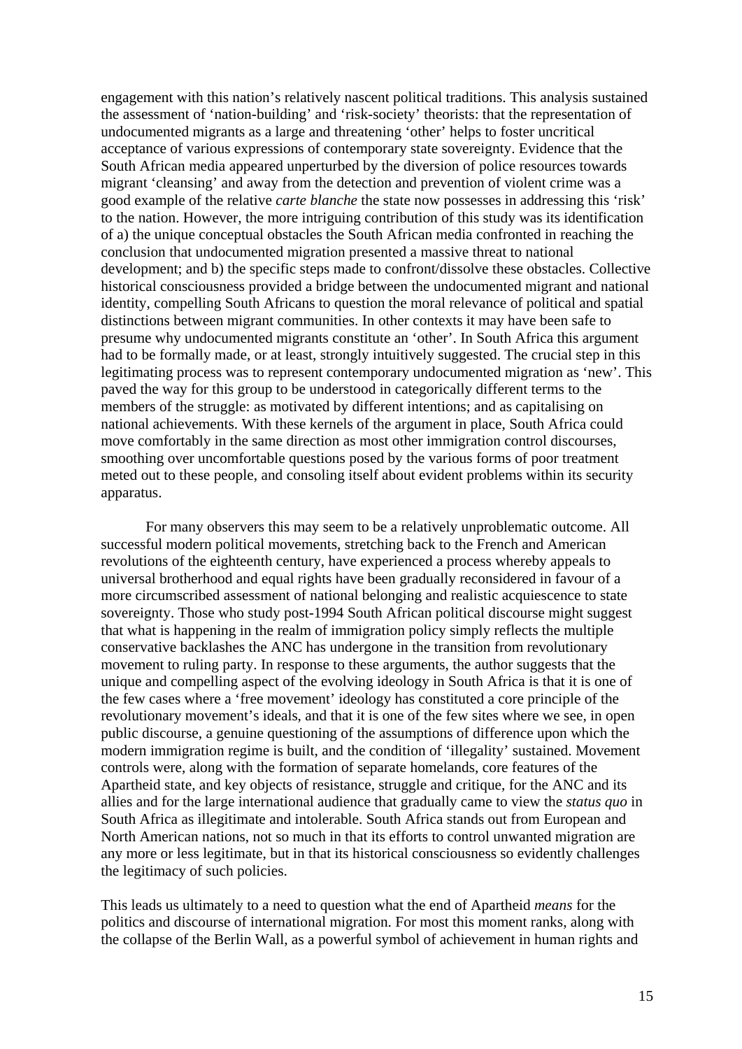engagement with this nation's relatively nascent political traditions. This analysis sustained the assessment of 'nation-building' and 'risk-society' theorists: that the representation of undocumented migrants as a large and threatening 'other' helps to foster uncritical acceptance of various expressions of contemporary state sovereignty. Evidence that the South African media appeared unperturbed by the diversion of police resources towards migrant 'cleansing' and away from the detection and prevention of violent crime was a good example of the relative *carte blanche* the state now possesses in addressing this 'risk' to the nation. However, the more intriguing contribution of this study was its identification of a) the unique conceptual obstacles the South African media confronted in reaching the conclusion that undocumented migration presented a massive threat to national development; and b) the specific steps made to confront/dissolve these obstacles. Collective historical consciousness provided a bridge between the undocumented migrant and national identity, compelling South Africans to question the moral relevance of political and spatial distinctions between migrant communities. In other contexts it may have been safe to presume why undocumented migrants constitute an 'other'. In South Africa this argument had to be formally made, or at least, strongly intuitively suggested. The crucial step in this legitimating process was to represent contemporary undocumented migration as 'new'. This paved the way for this group to be understood in categorically different terms to the members of the struggle: as motivated by different intentions; and as capitalising on national achievements. With these kernels of the argument in place, South Africa could move comfortably in the same direction as most other immigration control discourses, smoothing over uncomfortable questions posed by the various forms of poor treatment meted out to these people, and consoling itself about evident problems within its security apparatus.

For many observers this may seem to be a relatively unproblematic outcome. All successful modern political movements, stretching back to the French and American revolutions of the eighteenth century, have experienced a process whereby appeals to universal brotherhood and equal rights have been gradually reconsidered in favour of a more circumscribed assessment of national belonging and realistic acquiescence to state sovereignty. Those who study post-1994 South African political discourse might suggest that what is happening in the realm of immigration policy simply reflects the multiple conservative backlashes the ANC has undergone in the transition from revolutionary movement to ruling party. In response to these arguments, the author suggests that the unique and compelling aspect of the evolving ideology in South Africa is that it is one of the few cases where a 'free movement' ideology has constituted a core principle of the revolutionary movement's ideals, and that it is one of the few sites where we see, in open public discourse, a genuine questioning of the assumptions of difference upon which the modern immigration regime is built, and the condition of 'illegality' sustained. Movement controls were, along with the formation of separate homelands, core features of the Apartheid state, and key objects of resistance, struggle and critique, for the ANC and its allies and for the large international audience that gradually came to view the *status quo* in South Africa as illegitimate and intolerable. South Africa stands out from European and North American nations, not so much in that its efforts to control unwanted migration are any more or less legitimate, but in that its historical consciousness so evidently challenges the legitimacy of such policies.

This leads us ultimately to a need to question what the end of Apartheid *means* for the politics and discourse of international migration. For most this moment ranks, along with the collapse of the Berlin Wall, as a powerful symbol of achievement in human rights and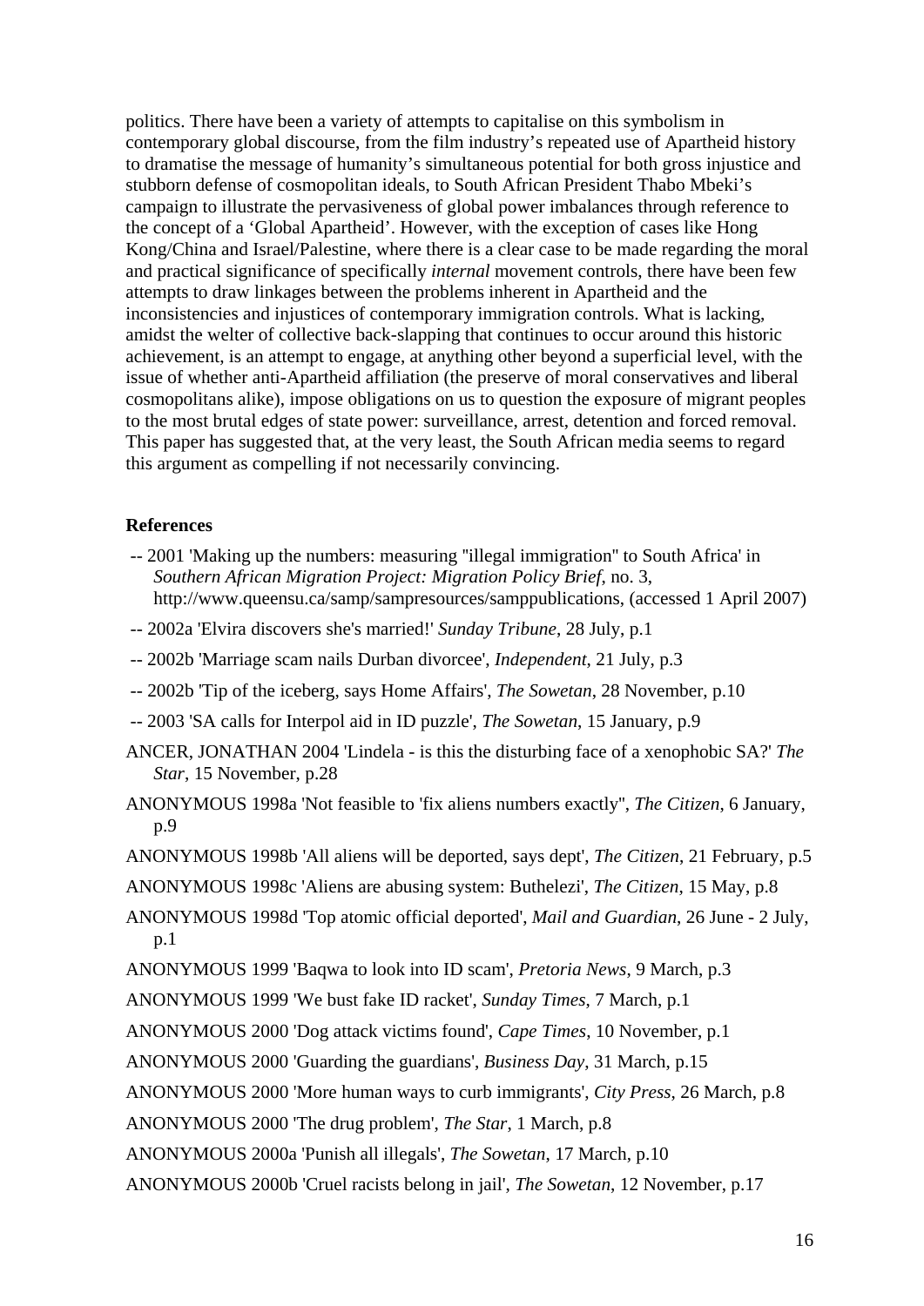politics. There have been a variety of attempts to capitalise on this symbolism in contemporary global discourse, from the film industry's repeated use of Apartheid history to dramatise the message of humanity's simultaneous potential for both gross injustice and stubborn defense of cosmopolitan ideals, to South African President Thabo Mbeki's campaign to illustrate the pervasiveness of global power imbalances through reference to the concept of a 'Global Apartheid'. However, with the exception of cases like Hong Kong/China and Israel/Palestine, where there is a clear case to be made regarding the moral and practical significance of specifically *internal* movement controls, there have been few attempts to draw linkages between the problems inherent in Apartheid and the inconsistencies and injustices of contemporary immigration controls. What is lacking, amidst the welter of collective back-slapping that continues to occur around this historic achievement, is an attempt to engage, at anything other beyond a superficial level, with the issue of whether anti-Apartheid affiliation (the preserve of moral conservatives and liberal cosmopolitans alike), impose obligations on us to question the exposure of migrant peoples to the most brutal edges of state power: surveillance, arrest, detention and forced removal. This paper has suggested that, at the very least, the South African media seems to regard this argument as compelling if not necessarily convincing.

**References**

-- 2001 'Making up the numbers: measuring "illegal immigration" to South Africa' in *Southern African Migration Project: Migration Policy Brief*, no. 3, http://www.queensu.ca/samp/sampresources/samppublications, (accessed 1 April 2007)

-- 2002a 'Elvira discovers she's married!' *Sunday Tribune*, 28 July, p.1

-- 2002b 'Marriage scam nails Durban divorcee', *Independent*, 21 July, p.3

-- 2002b 'Tip of the iceberg, says Home Affairs', *The Sowetan*, 28 November, p.10

-- 2003 'SA calls for Interpol aid in ID puzzle', *The Sowetan*, 15 January, p.9

ANCER, JONATHAN 2004 'Lindela - is this the disturbing face of a xenophobic SA?' *The Star*, 15 November, p.28

ANONYMOUS 1998a 'Not feasible to 'fix aliens numbers exactly'', *The Citizen*, 6 January, p.9

ANONYMOUS 1998b 'All aliens will be deported, says dept', *The Citizen*, 21 February, p.5

ANONYMOUS 1998c 'Aliens are abusing system: Buthelezi', *The Citizen*, 15 May, p.8

ANONYMOUS 1998d 'Top atomic official deported', *Mail and Guardian*, 26 June - 2 July, p.1

ANONYMOUS 1999 'Baqwa to look into ID scam', *Pretoria News*, 9 March, p.3

ANONYMOUS 1999 'We bust fake ID racket', *Sunday Times*, 7 March, p.1

ANONYMOUS 2000 'Dog attack victims found', *Cape Times*, 10 November, p.1

ANONYMOUS 2000 'Guarding the guardians', *Business Day*, 31 March, p.15

ANONYMOUS 2000 'More human ways to curb immigrants', *City Press*, 26 March, p.8

ANONYMOUS 2000 'The drug problem', *The Star*, 1 March, p.8

ANONYMOUS 2000a 'Punish all illegals', *The Sowetan*, 17 March, p.10

ANONYMOUS 2000b 'Cruel racists belong in jail', *The Sowetan*, 12 November, p.17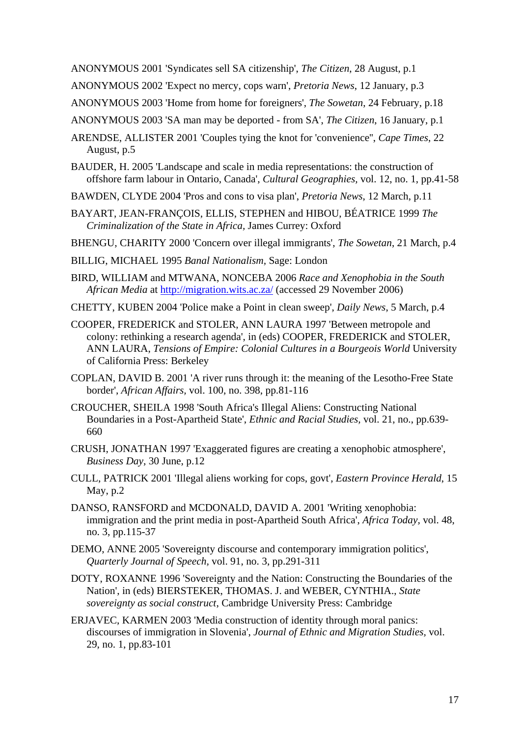ANONYMOUS 2001 'Syndicates sell SA citizenship', *The Citizen*, 28 August, p.1

ANONYMOUS 2002 'Expect no mercy, cops warn', *Pretoria News*, 12 January, p.3

ANONYMOUS 2003 'Home from home for foreigners', *The Sowetan*, 24 February, p.18

ANONYMOUS 2003 'SA man may be deported - from SA', *The Citizen*, 16 January, p.1

ARENDSE, ALLISTER 2001 'Couples tying the knot for 'convenience'', *Cape Times*, 22 August, p.5

BAUDER, H. 2005 'Landscape and scale in media representations: the construction of offshore farm labour in Ontario, Canada', *Cultural Geographies*, vol. 12, no. 1, pp.41-58

BAWDEN, CLYDE 2004 'Pros and cons to visa plan', *Pretoria News*, 12 March, p.11

BAYART, JEAN-FRANÇOIS, ELLIS, STEPHEN and HIBOU, BÉATRICE 1999 *The Criminalization of the State in Africa*, James Currey: Oxford

BHENGU, CHARITY 2000 'Concern over illegal immigrants', *The Sowetan*, 21 March, p.4

BILLIG, MICHAEL 1995 *Banal Nationalism*, Sage: London

BIRD, WILLIAM and MTWANA, NONCEBA 2006 *Race and Xenophobia in the South African Media* at http://migration.wits.ac.za/ (accessed 29 November 2006)

CHETTY, KUBEN 2004 'Police make a Point in clean sweep', *Daily News*, 5 March, p.4

COOPER, FREDERICK and STOLER, ANN LAURA 1997 'Between metropole and colony: rethinking a research agenda', in (eds) COOPER, FREDERICK and STOLER, ANN LAURA, *Tensions of Empire: Colonial Cultures in a Bourgeois World* University of California Press: Berkeley

COPLAN, DAVID B. 2001 'A river runs through it: the meaning of the Lesotho-Free State border', *African Affairs*, vol. 100, no. 398, pp.81-116

CROUCHER, SHEILA 1998 'South Africa's Illegal Aliens: Constructing National Boundaries in a Post-Apartheid State', *Ethnic and Racial Studies,* vol. 21, no., pp.639-660

CRUSH, JONATHAN 1997 'Exaggerated figures are creating a xenophobic atmosphere', *Business Day*, 30 June, p.12

CULL, PATRICK 2001 'Illegal aliens working for cops, govt', *Eastern Province Herald*, 15 May, p.2

DANSO, RANSFORD and MCDONALD, DAVID A. 2001 'Writing xenophobia: immigration and the print media in post-Apartheid South Africa', *Africa Today*, vol. 48, no. 3, pp.115-37

DEMO, ANNE 2005 'Sovereignty discourse and contemporary immigration politics', *Quarterly Journal of Speech*, vol. 91, no. 3, pp.291-311

DOTY, ROXANNE 1996 'Sovereignty and the Nation: Constructing the Boundaries of the Nation', in (eds) BIERSTEKER, THOMAS. J. and WEBER, CYNTHIA., *State sovereignty as social construct*, Cambridge University Press: Cambridge

ERJAVEC, KARMEN 2003 'Media construction of identity through moral panics: discourses of immigration in Slovenia', *Journal of Ethnic and Migration Studies*, vol. 29, no. 1, pp.83-101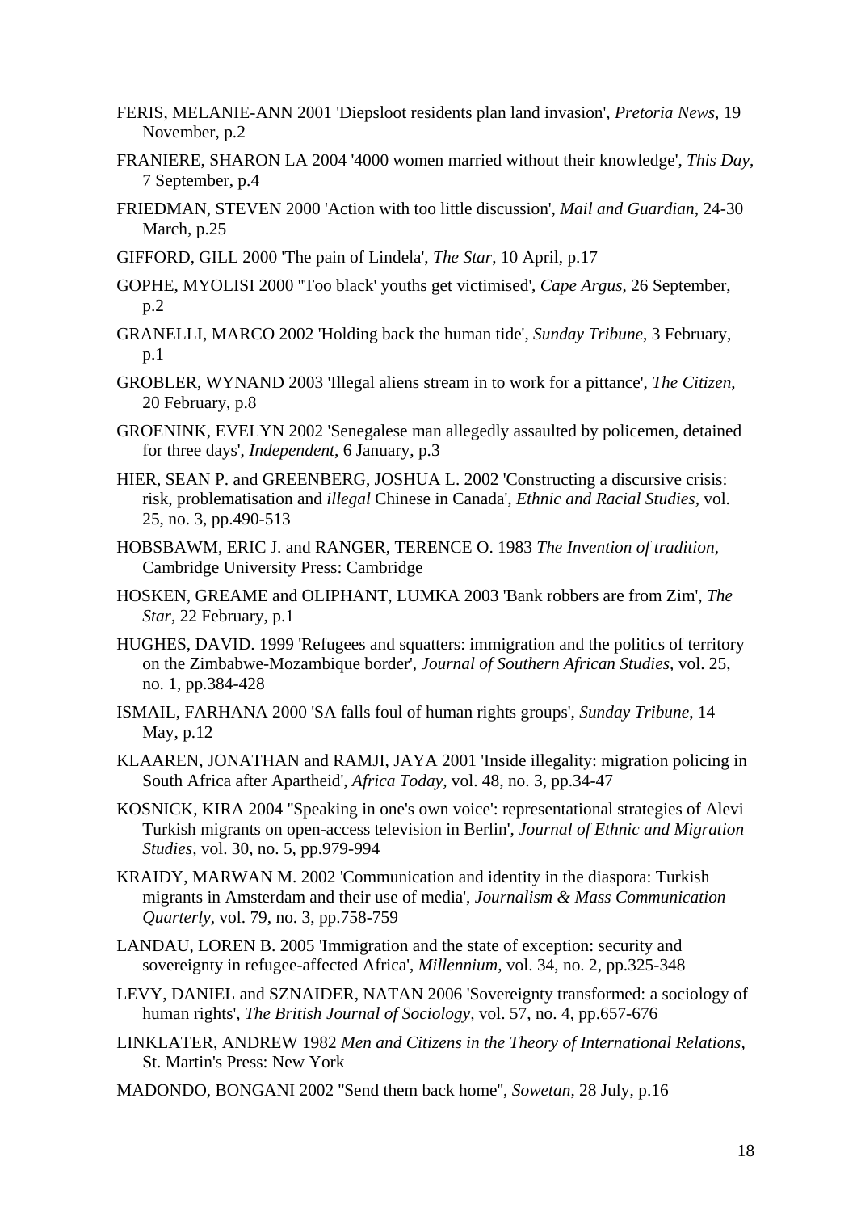FERIS, MELANIE-ANN 2001 'Diepsloot residents plan land invasion', *Pretoria News*, 19 November, p.2

FRANIERE, SHARON LA 2004 '4000 women married without their knowledge', *This Day*, 7 September, p.4

FRIEDMAN, STEVEN 2000 'Action with too little discussion', *Mail and Guardian*, 24-30 March, p.25

GIFFORD, GILL 2000 'The pain of Lindela', *The Star*, 10 April, p.17

GOPHE, MYOLISI 2000 ''Too black' youths get victimised', *Cape Argus*, 26 September, p.2

GRANELLI, MARCO 2002 'Holding back the human tide', *Sunday Tribune*, 3 February, p.1

GROBLER, WYNAND 2003 'Illegal aliens stream in to work for a pittance', *The Citizen*, 20 February, p.8

GROENINK, EVELYN 2002 'Senegalese man allegedly assaulted by policemen, detained for three days', *Independent*, 6 January, p.3

HIER, SEAN P. and GREENBERG, JOSHUA L. 2002 'Constructing a discursive crisis: risk, problematisation and *illegal* Chinese in Canada', *Ethnic and Racial Studies*, vol. 25, no. 3, pp.490-513

HOBSBAWM, ERIC J. and RANGER, TERENCE O. 1983 *The Invention of tradition*, Cambridge University Press: Cambridge

HOSKEN, GREAME and OLIPHANT, LUMKA 2003 'Bank robbers are from Zim', *The Star*, 22 February, p.1

HUGHES, DAVID. 1999 'Refugees and squatters: immigration and the politics of territory on the Zimbabwe-Mozambique border', *Journal of Southern African Studies,* vol. 25, no. 1, pp.384-428

ISMAIL, FARHANA 2000 'SA falls foul of human rights groups', *Sunday Tribune*, 14 May, p.12

KLAAREN, JONATHAN and RAMJI, JAYA 2001 'Inside illegality: migration policing in South Africa after Apartheid', *Africa Today,* vol. 48, no. 3, pp.34-47

KOSNICK, KIRA 2004 ''Speaking in one's own voice': representational strategies of Alevi Turkish migrants on open-access television in Berlin', *Journal of Ethnic and Migration Studies,* vol. 30, no. 5, pp.979-994

KRAIDY, MARWAN M. 2002 'Communication and identity in the diaspora: Turkish migrants in Amsterdam and their use of media', *Journalism & Mass Communication Quarterly,* vol. 79, no. 3, pp.758-759

LANDAU, LOREN B. 2005 'Immigration and the state of exception: security and sovereignty in refugee-affected Africa', *Millennium,* vol. 34, no. 2, pp.325-348

LEVY, DANIEL and SZNAIDER, NATAN 2006 'Sovereignty transformed: a sociology of human rights', *The British Journal of Sociology,* vol. 57, no. 4, pp.657-676

LINKLATER, ANDREW 1982 *Men and Citizens in the Theory of International Relations*, St. Martin's Press: New York

MADONDO, BONGANI 2002 ''Send them back home'', *Sowetan*, 28 July, p.16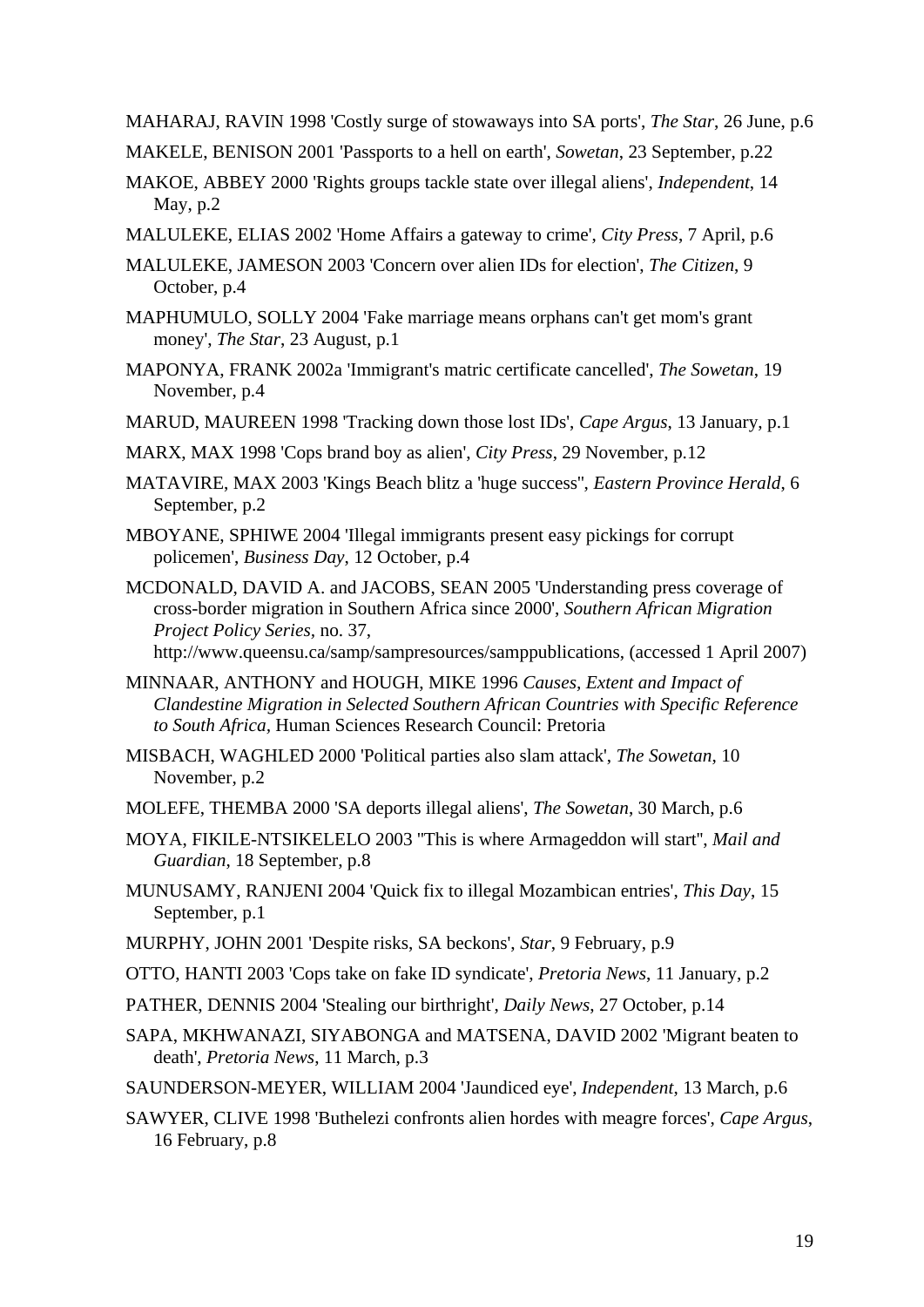MAHARAJ, RAVIN 1998 'Costly surge of stowaways into SA ports', *The Star*, 26 June, p.6

MAKELE, BENISON 2001 'Passports to a hell on earth', *Sowetan*, 23 September, p.22

MAKOE, ABBEY 2000 'Rights groups tackle state over illegal aliens', *Independent*, 14 May, p.2

MALULEKE, ELIAS 2002 'Home Affairs a gateway to crime', *City Press*, 7 April, p.6

MALULEKE, JAMESON 2003 'Concern over alien IDs for election', *The Citizen*, 9 October, p.4

MAPHUMULO, SOLLY 2004 'Fake marriage means orphans can't get mom's grant money', *The Star*, 23 August, p.1

MAPONYA, FRANK 2002a 'Immigrant's matric certificate cancelled', *The Sowetan*, 19 November, p.4

MARUD, MAUREEN 1998 'Tracking down those lost IDs', *Cape Argus*, 13 January, p.1

MARX, MAX 1998 'Cops brand boy as alien', *City Press*, 29 November, p.12

MATAVIRE, MAX 2003 'Kings Beach blitz a 'huge success'', *Eastern Province Herald*, 6 September, p.2

MBOYANE, SPHIWE 2004 'Illegal immigrants present easy pickings for corrupt policemen', *Business Day*, 12 October, p.4

MCDONALD, DAVID A. and JACOBS, SEAN 2005 'Understanding press coverage of cross-border migration in Southern Africa since 2000', *Southern African Migration Project Policy Series*, no. 37, http://www.queensu.ca/samp/sampresources/samppublications, (accessed 1 April 2007)

MINNAAR, ANTHONY and HOUGH, MIKE 1996 *Causes, Extent and Impact of Clandestine Migration in Selected Southern African Countries with Specific Reference to South Africa*, Human Sciences Research Council: Pretoria

MISBACH, WAGHLED 2000 'Political parties also slam attack', *The Sowetan*, 10 November, p.2

MOLEFE, THEMBA 2000 'SA deports illegal aliens', *The Sowetan*, 30 March, p.6

MOYA, FIKILE-NTSIKELELO 2003 ''This is where Armageddon will start'', *Mail and Guardian*, 18 September, p.8

MUNUSAMY, RANJENI 2004 'Quick fix to illegal Mozambican entries', *This Day*, 15 September, p.1

MURPHY, JOHN 2001 'Despite risks, SA beckons', *Star*, 9 February, p.9

OTTO, HANTI 2003 'Cops take on fake ID syndicate', *Pretoria News*, 11 January, p.2

PATHER, DENNIS 2004 'Stealing our birthright', *Daily News*, 27 October, p.14

SAPA, MKHWANAZI, SIYABONGA and MATSENA, DAVID 2002 'Migrant beaten to death', *Pretoria News*, 11 March, p.3

SAUNDERSON-MEYER, WILLIAM 2004 'Jaundiced eye', *Independent*, 13 March, p.6

SAWYER, CLIVE 1998 'Buthelezi confronts alien hordes with meagre forces', *Cape Argus*, 16 February, p.8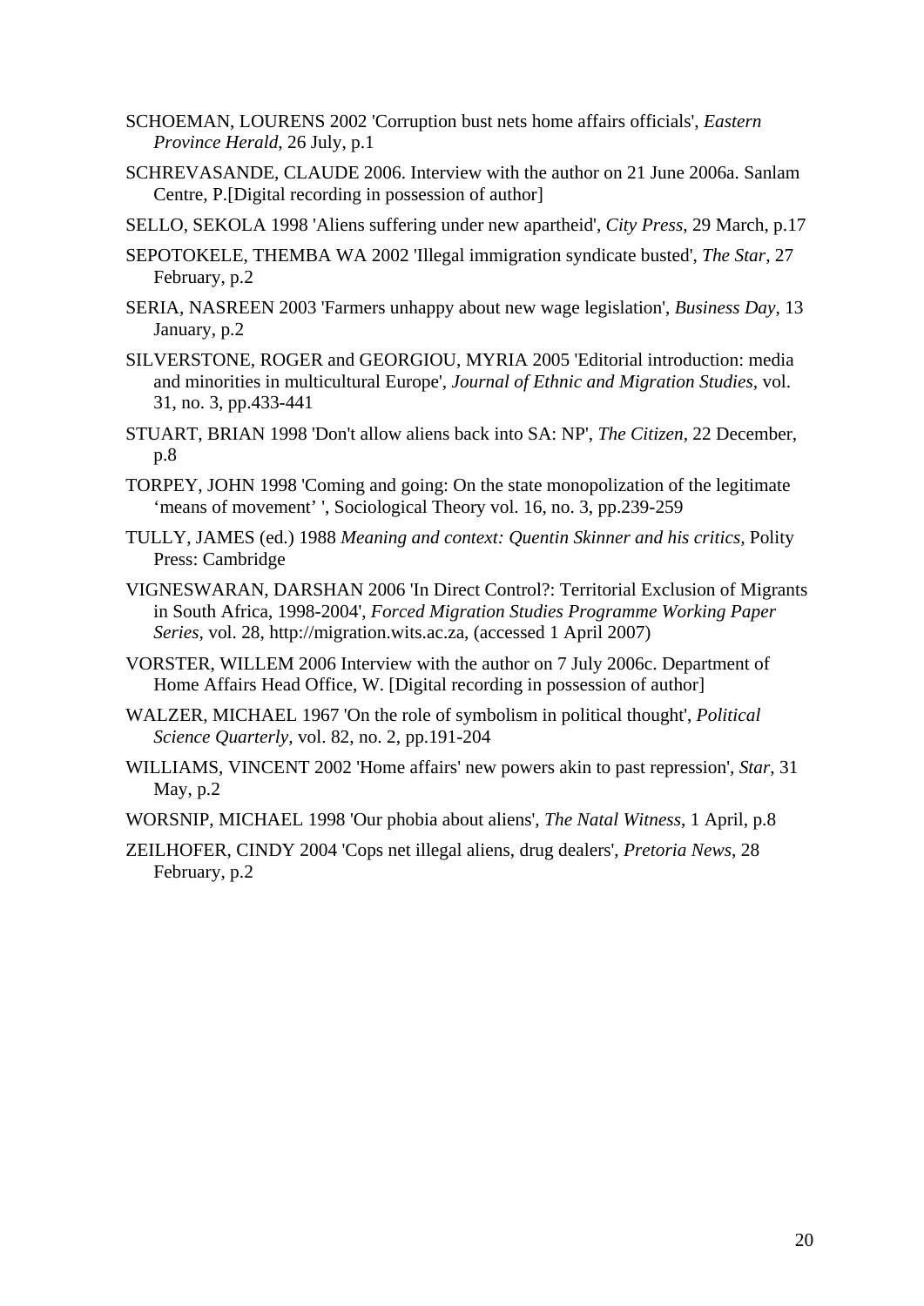SCHOEMAN, LOURENS 2002 'Corruption bust nets home affairs officials', *Eastern Province Herald*, 26 July, p.1

SCHREVASANDE, CLAUDE 2006. Interview with the author on 21 June 2006a. Sanlam Centre, P.[Digital recording in possession of author]

SELLO, SEKOLA 1998 'Aliens suffering under new apartheid', *City Press*, 29 March, p.17

SEPOTOKELE, THEMBA WA 2002 'Illegal immigration syndicate busted', *The Star*, 27 February, p.2

SERIA, NASREEN 2003 'Farmers unhappy about new wage legislation', *Business Day*, 13 January, p.2

SILVERSTONE, ROGER and GEORGIOU, MYRIA 2005 'Editorial introduction: media and minorities in multicultural Europe', *Journal of Ethnic and Migration Studies,* vol. 31, no. 3, pp.433-441

STUART, BRIAN 1998 'Don't allow aliens back into SA: NP', *The Citizen*, 22 December, p.8

TORPEY, JOHN 1998 'Coming and going: On the state monopolization of the legitimate 'means of movement' ', Sociological Theory vol. 16, no. 3, pp.239-259

TULLY, JAMES (ed.) 1988 *Meaning and context: Quentin Skinner and his critics*, Polity Press: Cambridge

VIGNESWARAN, DARSHAN 2006 'In Direct Control?: Territorial Exclusion of Migrants in South Africa, 1998-2004', *Forced Migration Studies Programme Working Paper Series*, vol. 28, http://migration.wits.ac.za, (accessed 1 April 2007)

VORSTER, WILLEM 2006 Interview with the author on 7 July 2006c. Department of Home Affairs Head Office, W. [Digital recording in possession of author]

WALZER, MICHAEL 1967 'On the role of symbolism in political thought', *Political Science Quarterly*, vol. 82, no. 2, pp.191-204

WILLIAMS, VINCENT 2002 'Home affairs' new powers akin to past repression', *Star*, 31 May, p.2

WORSNIP, MICHAEL 1998 'Our phobia about aliens', *The Natal Witness*, 1 April, p.8

ZEILHOFER, CINDY 2004 'Cops net illegal aliens, drug dealers', *Pretoria News*, 28 February, p.2